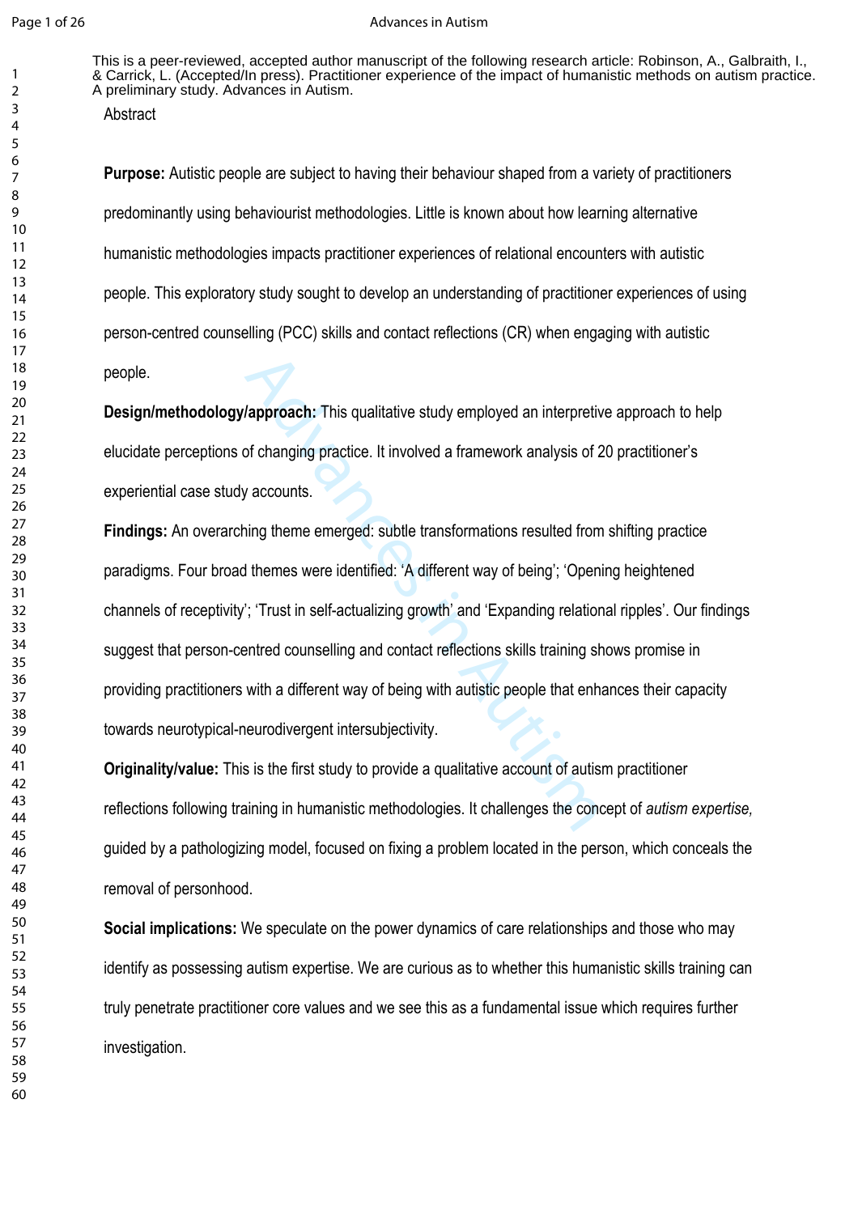This is a peer-reviewed, accepted author manuscript of the following research article: Robinson, A., Galbraith, I., & Carrick, L. (Accepted/In press). Practitioner experience of the impact of humanistic methods on autism practice. A preliminary study. Advances in Autism.

## Abstract

**Purpose:** Autistic people are subject to having their behaviour shaped from a variety of practitioners predominantly using behaviourist methodologies. Little is known about how learning alternative humanistic methodologies impacts practitioner experiences of relational encounters with autistic people. This exploratory study sought to develop an understanding of practitioner experiences of using person-centred counselling (PCC) skills and contact reflections (CR) when engaging with autistic people.

**Design/methodology/approach:** This qualitative study employed an interpretive approach to help elucidate perceptions of changing practice. It involved a framework analysis of 20 practitioner's experiential case study accounts.

**Findings:** An overarching theme emerged: subtle transformations resulted from shifting practice paradigms. Four broad themes were identified: 'A different way of being'; 'Opening heightened channels of receptivity'; 'Trust in self-actualizing growth' and 'Expanding relational ripples'. Our findings suggest that person-centred counselling and contact reflections skills training shows promise in providing practitioners with a different way of being with autistic people that enhances their capacity towards neurotypical-neurodivergent intersubjectivity.

**Originality/value:** This is the first study to provide a qualitative account of autism practitioner reflections following training in humanistic methodologies. It challenges the concept of *autism expertise,* guided by a pathologizing model, focused on fixing a problem located in the person, which conceals the removal of personhood.

**Social implications:** We speculate on the power dynamics of care relationships and those who may identify as possessing autism expertise. We are curious as to whether this humanistic skills training can truly penetrate practitioner core values and we see this as a fundamental issue which requires further investigation.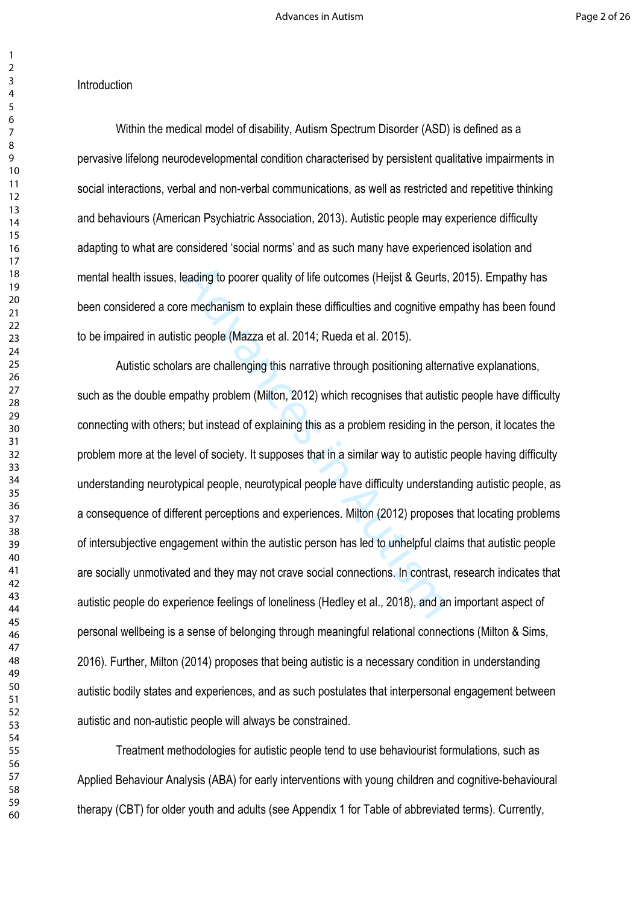## Introduction

Within the medical model of disability, Autism Spectrum Disorder (ASD) is defined as a pervasive lifelong neurodevelopmental condition characterised by persistent qualitative impairments in social interactions, verbal and non-verbal communications, as well as restricted and repetitive thinking and behaviours (American Psychiatric Association, 2013). Autistic people may experience difficulty adapting to what are considered 'social norms' and as such many have experienced isolation and mental health issues, leading to poorer quality of life outcomes (Heijst & Geurts, 2015). Empathy has been considered a core mechanism to explain these difficulties and cognitive empathy has been found to be impaired in autistic people (Mazza et al. 2014; Rueda et al. 2015).

Autistic scholars are challenging this narrative through positioning alternative explanations, such as the double empathy problem (Milton, 2012) which recognises that autistic people have difficulty connecting with others; but instead of explaining this as a problem residing in the person, it locates the problem more at the level of society. It supposes that in a similar way to autistic people having difficulty understanding neurotypical people, neurotypical people have difficulty understanding autistic people, as a consequence of different perceptions and experiences. Milton (2012) proposes that locating problems of intersubjective engagement within the autistic person has led to unhelpful claims that autistic people are socially unmotivated and they may not crave social connections. In contrast, research indicates that autistic people do experience feelings of loneliness (Hedley et al., 2018), and an important aspect of personal wellbeing is a sense of belonging through meaningful relational connections (Milton & Sims, 2016). Further, Milton (2014) proposes that being autistic is a necessary condition in understanding autistic bodily states and experiences, and as such postulates that interpersonal engagement between autistic and non-autistic people will always be constrained.

Treatment methodologies for autistic people tend to use behaviourist formulations, such as Applied Behaviour Analysis (ABA) for early interventions with young children and cognitive-behavioural therapy (CBT) for older youth and adults (see Appendix 1 for Table of abbreviated terms). Currently,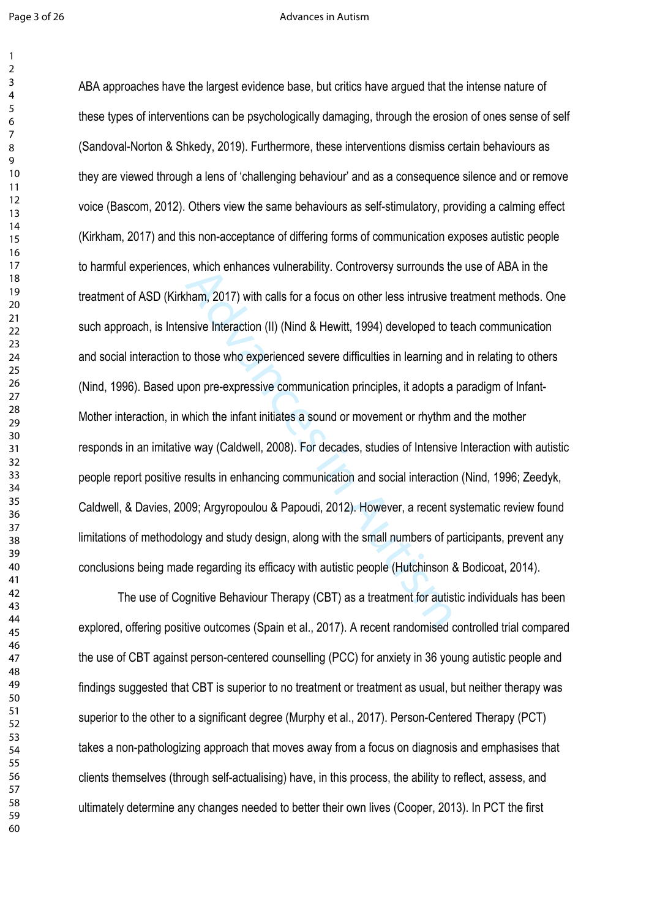ABA approaches have the largest evidence base, but critics have argued that the intense nature of these types of interventions can be psychologically damaging, through the erosion of ones sense of self (Sandoval-Norton & Shkedy, 2019). Furthermore, these interventions dismiss certain behaviours as they are viewed through a lens of 'challenging behaviour' and as a consequence silence and or remove voice (Bascom, 2012). Others view the same behaviours as self-stimulatory, providing a calming effect (Kirkham, 2017) and this non-acceptance of differing forms of communication exposes autistic people to harmful experiences, which enhances vulnerability. Controversy surrounds the use of ABA in the treatment of ASD (Kirkham, 2017) with calls for a focus on other less intrusive treatment methods. One such approach, is Intensive Interaction (II) (Nind & Hewitt, 1994) developed to teach communication and social interaction to those who experienced severe difficulties in learning and in relating to others (Nind, 1996). Based upon pre-expressive communication principles, it adopts a paradigm of Infant-Mother interaction, in which the infant initiates a sound or movement or rhythm and the mother responds in an imitative way (Caldwell, 2008). For decades, studies of Intensive Interaction with autistic people report positive results in enhancing communication and social interaction (Nind, 1996; Zeedyk, Caldwell, & Davies, 2009; Argyropoulou & Papoudi, 2012). However, a recent systematic review found limitations of methodology and study design, along with the small numbers of participants, prevent any conclusions being made regarding its efficacy with autistic people (Hutchinson & Bodicoat, 2014).

The use of Cognitive Behaviour Therapy (CBT) as a treatment for autistic individuals has been explored, offering positive outcomes (Spain et al., 2017). A recent randomised controlled trial compared the use of CBT against person-centered counselling (PCC) for anxiety in 36 young autistic people and findings suggested that CBT is superior to no treatment or treatment as usual, but neither therapy was superior to the other to a significant degree (Murphy et al., 2017). Person-Centered Therapy (PCT) takes a non-pathologizing approach that moves away from a focus on diagnosis and emphasises that clients themselves (through self-actualising) have, in this process, the ability to reflect, assess, and ultimately determine any changes needed to better their own lives (Cooper, 2013). In PCT the first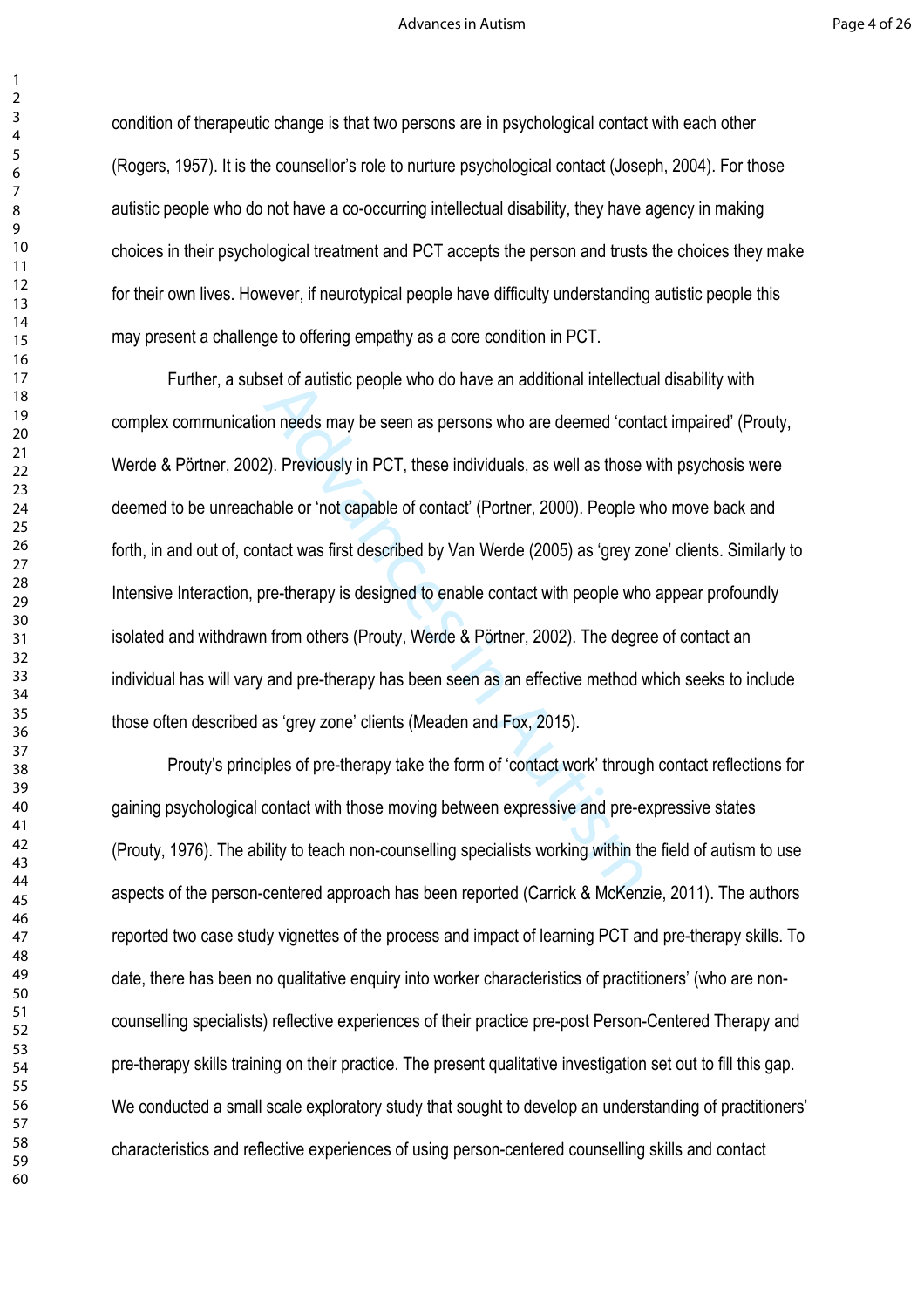condition of therapeutic change is that two persons are in psychological contact with each other (Rogers, 1957). It is the counsellor's role to nurture psychological contact (Joseph, 2004). For those autistic people who do not have a co-occurring intellectual disability, they have agency in making choices in their psychological treatment and PCT accepts the person and trusts the choices they make for their own lives. However, if neurotypical people have difficulty understanding autistic people this may present a challenge to offering empathy as a core condition in PCT.

Further, a subset of autistic people who do have an additional intellectual disability with complex communication needs may be seen as persons who are deemed 'contact impaired' (Prouty, Werde & Pörtner, 2002). Previously in PCT, these individuals, as well as those with psychosis were deemed to be unreachable or 'not capable of contact' (Portner, 2000). People who move back and forth, in and out of, contact was first described by Van Werde (2005) as 'grey zone' clients. Similarly to Intensive Interaction, pre-therapy is designed to enable contact with people who appear profoundly isolated and withdrawn from others (Prouty, Werde & Pörtner, 2002). The degree of contact an individual has will vary and pre-therapy has been seen as an effective method which seeks to include those often described as 'grey zone' clients (Meaden and Fox, 2015).

Prouty's principles of pre-therapy take the form of 'contact work' through contact reflections for gaining psychological contact with those moving between expressive and pre-expressive states (Prouty, 1976). The ability to teach non-counselling specialists working within the field of autism to use aspects of the person-centered approach has been reported (Carrick & McKenzie, 2011). The authors reported two case study vignettes of the process and impact of learning PCT and pre-therapy skills. To date, there has been no qualitative enquiry into worker characteristics of practitioners' (who are non-counselling specialists) reflective experiences of their practice pre-post Person-Centered Therapy and pre-therapy skills training on their practice. The present qualitative investigation set out to fill this gap. We conducted a small scale exploratory study that sought to develop an understanding of practitioners' characteristics and reflective experiences of using person-centered counselling skills and contact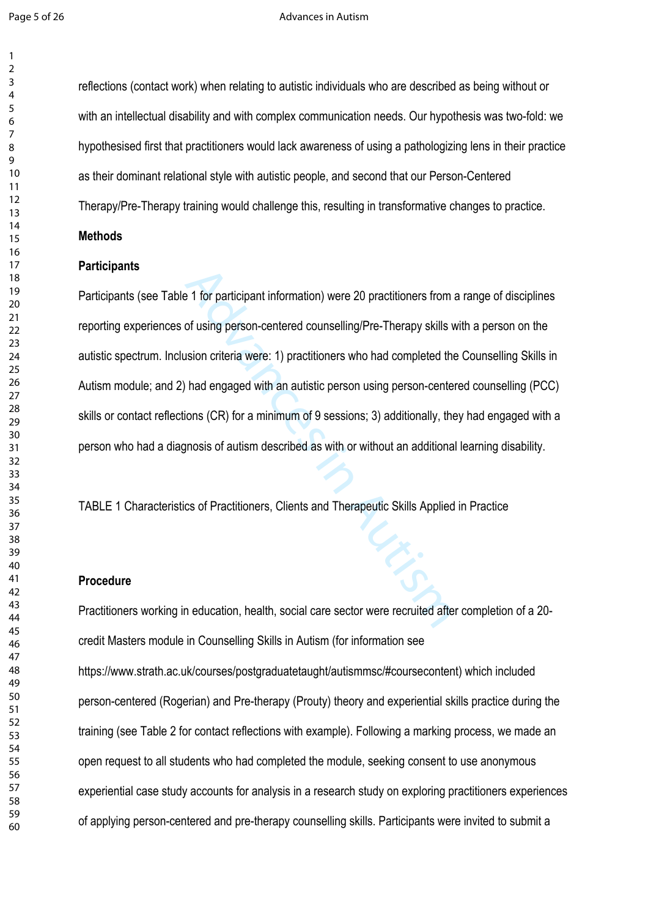reflections (contact work) when relating to autistic individuals who are described as being without or with an intellectual disability and with complex communication needs. Our hypothesis was two-fold: we hypothesised first that practitioners would lack awareness of using a pathologizing lens in their practice as their dominant relational style with autistic people, and second that our Person-Centered Therapy/Pre-Therapy training would challenge this, resulting in transformative changes to practice.

## Methods

### Participants

Participants (see Table 1 for participant information) were 20 practitioners from a range of disciplines reporting experiences of using person-centered counselling/Pre-Therapy skills with a person on the autistic spectrum. Inclusion criteria were: 1) practitioners who had completed the Counselling Skills in Autism module; and 2) had engaged with an autistic person using person-centered counselling (PCC) skills or contact reflections (CR) for a minimum of 9 sessions; 3) additionally, they had engaged with a person who had a diagnosis of autism described as with or without an additional learning disability.

TABLE 1 Characteristics of Practitioners, Clients and Therapeutic Skills Applied in Practice

### Procedure

Practitioners working in education, health, social care sector were recruited after completion of a 20-credit Masters module in Counselling Skills in Autism (for information see https://www.strath.ac.uk/courses/postgraduatetaught/autismmsc/#coursecontent) which included person-centered (Rogerian) and Pre-therapy (Prouty) theory and experiential skills practice during the training (see Table 2 for contact reflections with example). Following a marking process, we made an open request to all students who had completed the module, seeking consent to use anonymous experiential case study accounts for analysis in a research study on exploring practitioners experiences of applying person-centered and pre-therapy counselling skills. Participants were invited to submit a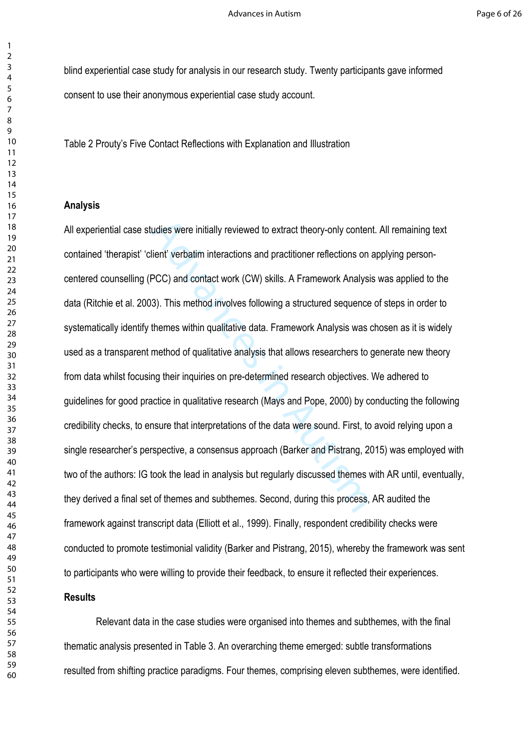blind experiential case study for analysis in our research study. Twenty participants gave informed consent to use their anonymous experiential case study account.

Table 2 Prouty's Five Contact Reflections with Explanation and Illustration

**Analysis**

All experiential case studies were initially reviewed to extract theory-only content. All remaining text contained 'therapist' 'client' verbatim interactions and practitioner reflections on applying person-centered counselling (PCC) and contact work (CW) skills. A Framework Analysis was applied to the data (Ritchie et al. 2003). This method involves following a structured sequence of steps in order to systematically identify themes within qualitative data. Framework Analysis was chosen as it is widely used as a transparent method of qualitative analysis that allows researchers to generate new theory from data whilst focusing their inquiries on pre-determined research objectives. We adhered to guidelines for good practice in qualitative research (Mays and Pope, 2000) by conducting the following credibility checks, to ensure that interpretations of the data were sound. First, to avoid relying upon a single researcher's perspective, a consensus approach (Barker and Pistrang, 2015) was employed with two of the authors: IG took the lead in analysis but regularly discussed themes with AR until, eventually, they derived a final set of themes and subthemes. Second, during this process, AR audited the framework against transcript data (Elliott et al., 1999). Finally, respondent credibility checks were conducted to promote testimonial validity (Barker and Pistrang, 2015), whereby the framework was sent to participants who were willing to provide their feedback, to ensure it reflected their experiences.

**Results**

Relevant data in the case studies were organised into themes and subthemes, with the final thematic analysis presented in Table 3. An overarching theme emerged: subtle transformations resulted from shifting practice paradigms. Four themes, comprising eleven subthemes, were identified.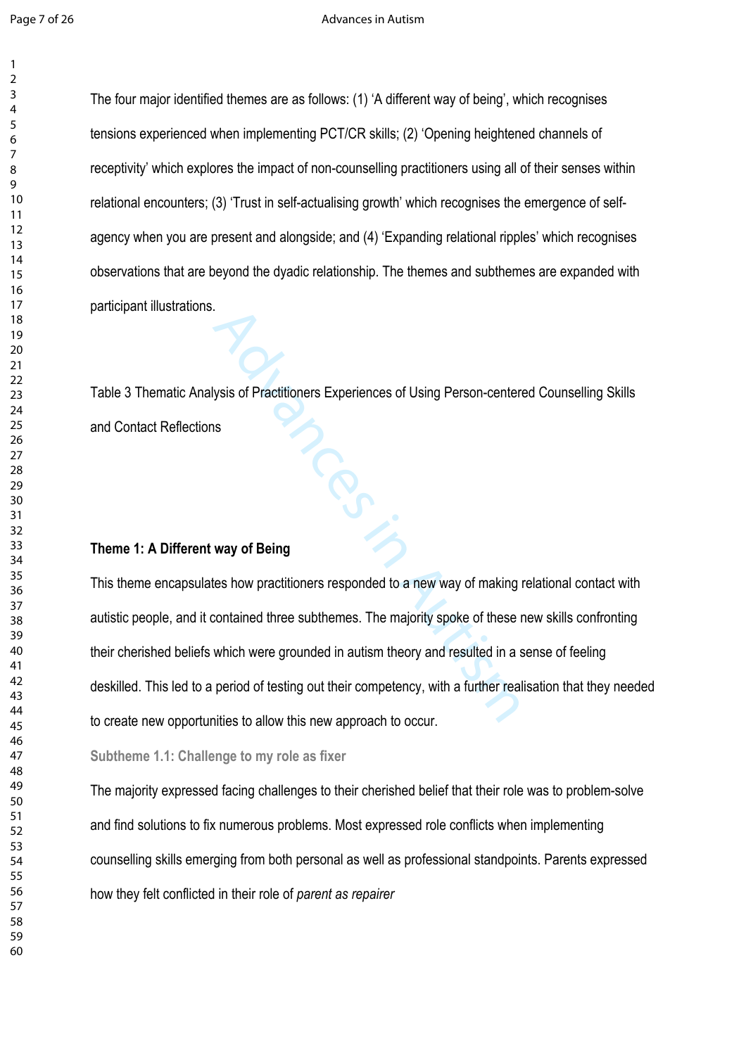The four major identified themes are as follows: (1) 'A different way of being', which recognises tensions experienced when implementing PCT/CR skills; (2) 'Opening heightened channels of receptivity' which explores the impact of non-counselling practitioners using all of their senses within relational encounters; (3) 'Trust in self-actualising growth' which recognises the emergence of self-agency when you are present and alongside; and (4) 'Expanding relational ripples' which recognises observations that are beyond the dyadic relationship. The themes and subthemes are expanded with participant illustrations.

Table 3 Thematic Analysis of Practitioners Experiences of Using Person-centered Counselling Skills and Contact Reflections

**Theme 1: A Different way of Being**

This theme encapsulates how practitioners responded to a new way of making relational contact with autistic people, and it contained three subthemes. The majority spoke of these new skills confronting their cherished beliefs which were grounded in autism theory and resulted in a sense of feeling deskilled. This led to a period of testing out their competency, with a further realisation that they needed to create new opportunities to allow this new approach to occur.

**Subtheme 1.1: Challenge to my role as fixer**

The majority expressed facing challenges to their cherished belief that their role was to problem-solve and find solutions to fix numerous problems. Most expressed role conflicts when implementing counselling skills emerging from both personal as well as professional standpoints. Parents expressed how they felt conflicted in their role of *parent as repairer*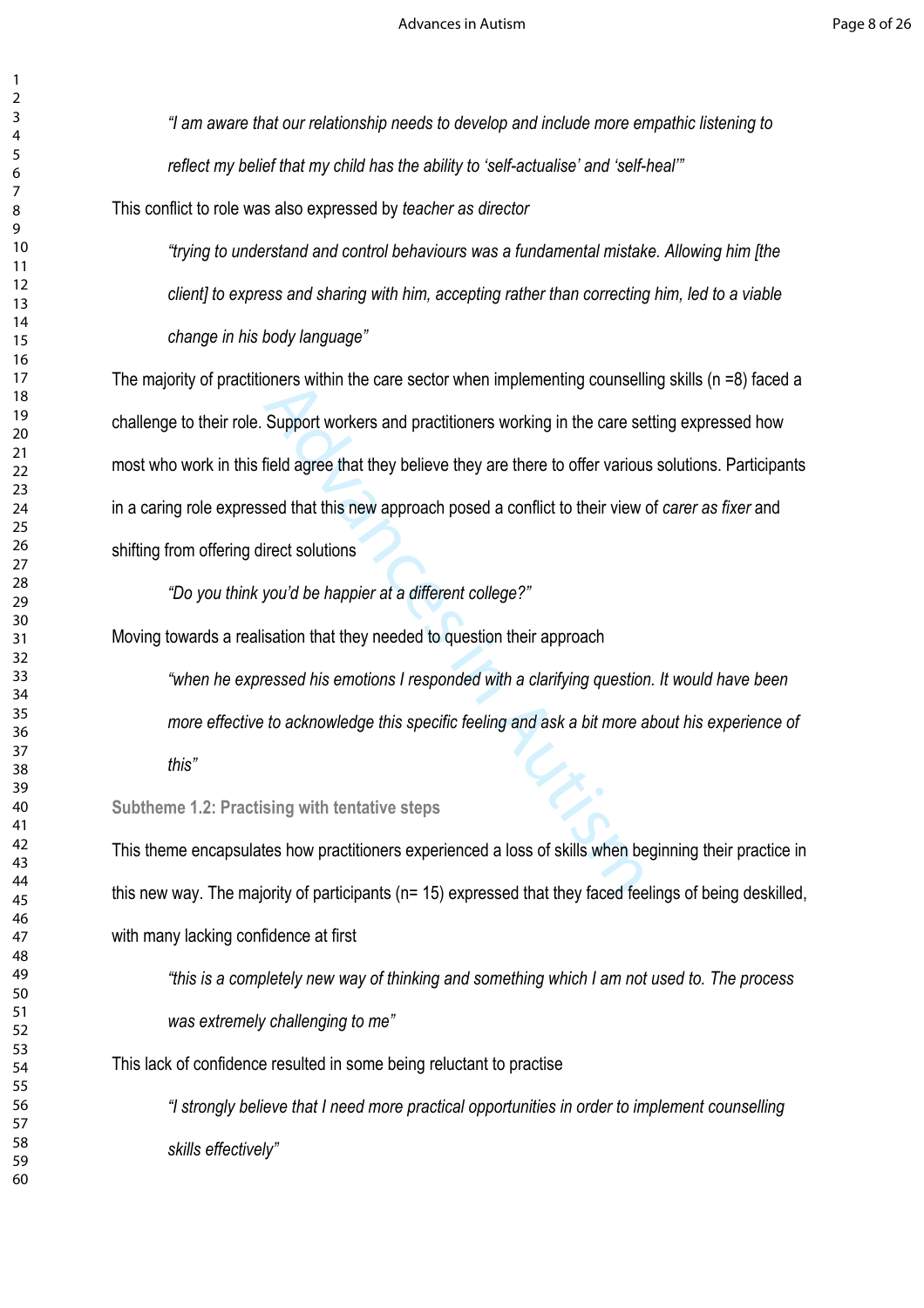*"I am aware that our relationship needs to develop and include more empathic listening to reflect my belief that my child has the ability to 'self-actualise' and 'self-heal'"*

This conflict to role was also expressed by *teacher as director*

*"trying to understand and control behaviours was a fundamental mistake. Allowing him [the client] to express and sharing with him, accepting rather than correcting him, led to a viable change in his body language"*

The majority of practitioners within the care sector when implementing counselling skills (n =8) faced a challenge to their role. Support workers and practitioners working in the care setting expressed how most who work in this field agree that they believe they are there to offer various solutions. Participants in a caring role expressed that this new approach posed a conflict to their view of *carer as fixer* and shifting from offering direct solutions

*"Do you think you'd be happier at a different college?"*

Moving towards a realisation that they needed to question their approach

*"when he expressed his emotions I responded with a clarifying question. It would have been more effective to acknowledge this specific feeling and ask a bit more about his experience of this"*

**Subtheme 1.2: Practising with tentative steps**

This theme encapsulates how practitioners experienced a loss of skills when beginning their practice in this new way. The majority of participants (n= 15) expressed that they faced feelings of being deskilled, with many lacking confidence at first

*"this is a completely new way of thinking and something which I am not used to. The process was extremely challenging to me"*

This lack of confidence resulted in some being reluctant to practise

*"I strongly believe that I need more practical opportunities in order to implement counselling skills effectively"*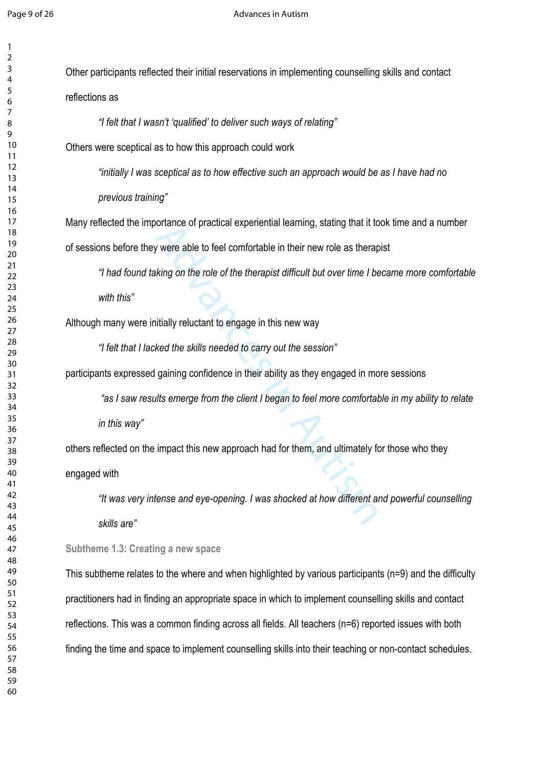Other participants reflected their initial reservations in implementing counselling skills and contact reflections as

> *"I felt that I wasn't 'qualified' to deliver such ways of relating"*

Others were sceptical as to how this approach could work

> *"initially I was sceptical as to how effective such an approach would be as I have had no previous training"*

Many reflected the importance of practical experiential learning, stating that it took time and a number of sessions before they were able to feel comfortable in their new role as therapist

> *"I had found taking on the role of the therapist difficult but over time I became more comfortable with this"*

Although many were initially reluctant to engage in this new way

> *"I felt that I lacked the skills needed to carry out the session"*

participants expressed gaining confidence in their ability as they engaged in more sessions

> *"as I saw results emerge from the client I began to feel more comfortable in my ability to relate in this way"*

others reflected on the impact this new approach had for them, and ultimately for those who they engaged with

> *"It was very intense and eye-opening. I was shocked at how different and powerful counselling skills are"*

**Subtheme 1.3: Creating a new space**

This subtheme relates to the where and when highlighted by various participants (n=9) and the difficulty practitioners had in finding an appropriate space in which to implement counselling skills and contact reflections. This was a common finding across all fields. All teachers (n=6) reported issues with both finding the time and space to implement counselling skills into their teaching or non-contact schedules.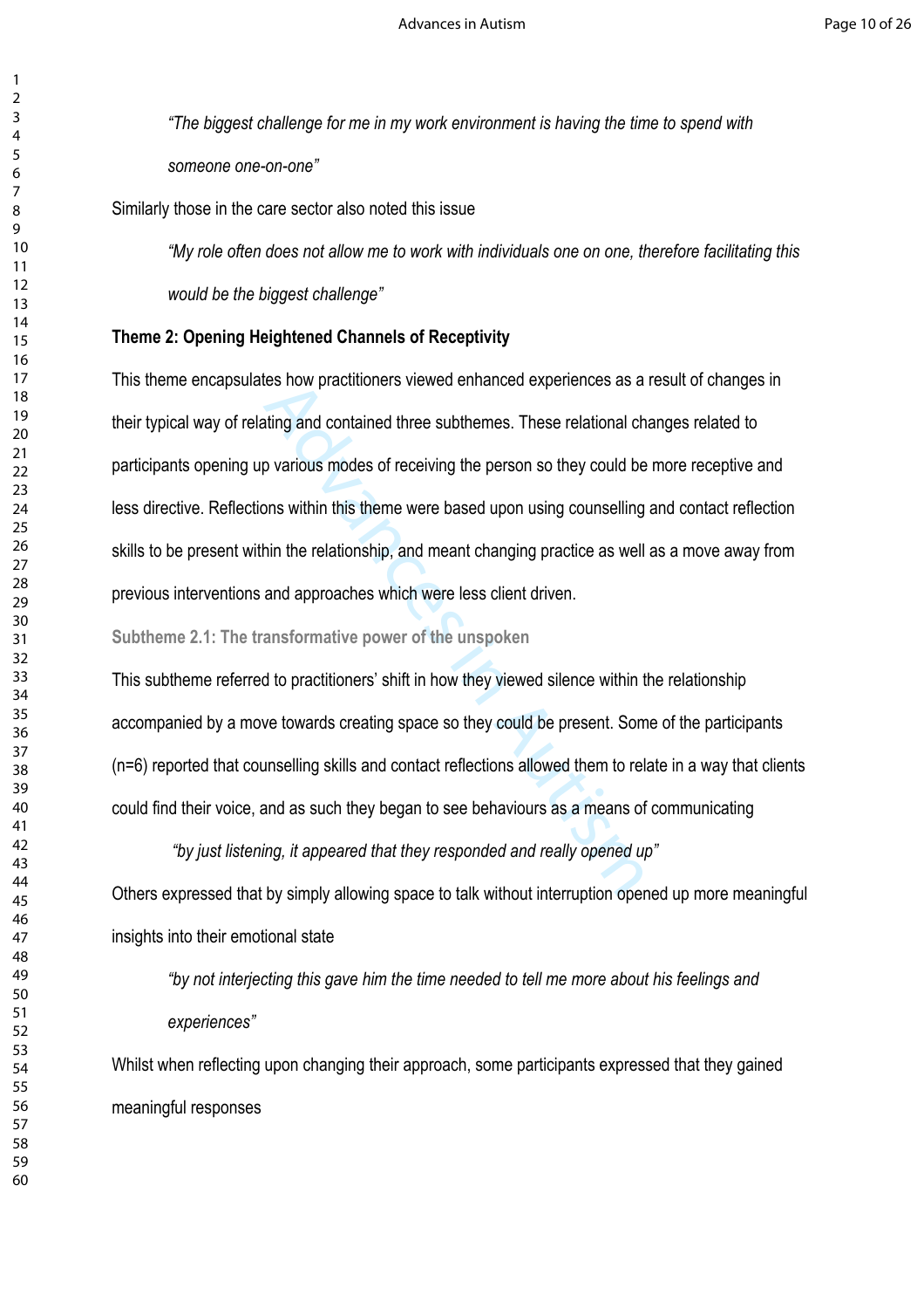*"The biggest challenge for me in my work environment is having the time to spend with someone one-on-one"*

Similarly those in the care sector also noted this issue

*"My role often does not allow me to work with individuals one on one, therefore facilitating this would be the biggest challenge"*

**Theme 2: Opening Heightened Channels of Receptivity**

This theme encapsulates how practitioners viewed enhanced experiences as a result of changes in their typical way of relating and contained three subthemes. These relational changes related to participants opening up various modes of receiving the person so they could be more receptive and less directive. Reflections within this theme were based upon using counselling and contact reflection skills to be present within the relationship, and meant changing practice as well as a move away from previous interventions and approaches which were less client driven.

**Subtheme 2.1: The transformative power of the unspoken**

This subtheme referred to practitioners' shift in how they viewed silence within the relationship accompanied by a move towards creating space so they could be present. Some of the participants (n=6) reported that counselling skills and contact reflections allowed them to relate in a way that clients could find their voice, and as such they began to see behaviours as a means of communicating

*"by just listening, it appeared that they responded and really opened up"*

Others expressed that by simply allowing space to talk without interruption opened up more meaningful insights into their emotional state

*"by not interjecting this gave him the time needed to tell me more about his feelings and experiences"*

Whilst when reflecting upon changing their approach, some participants expressed that they gained meaningful responses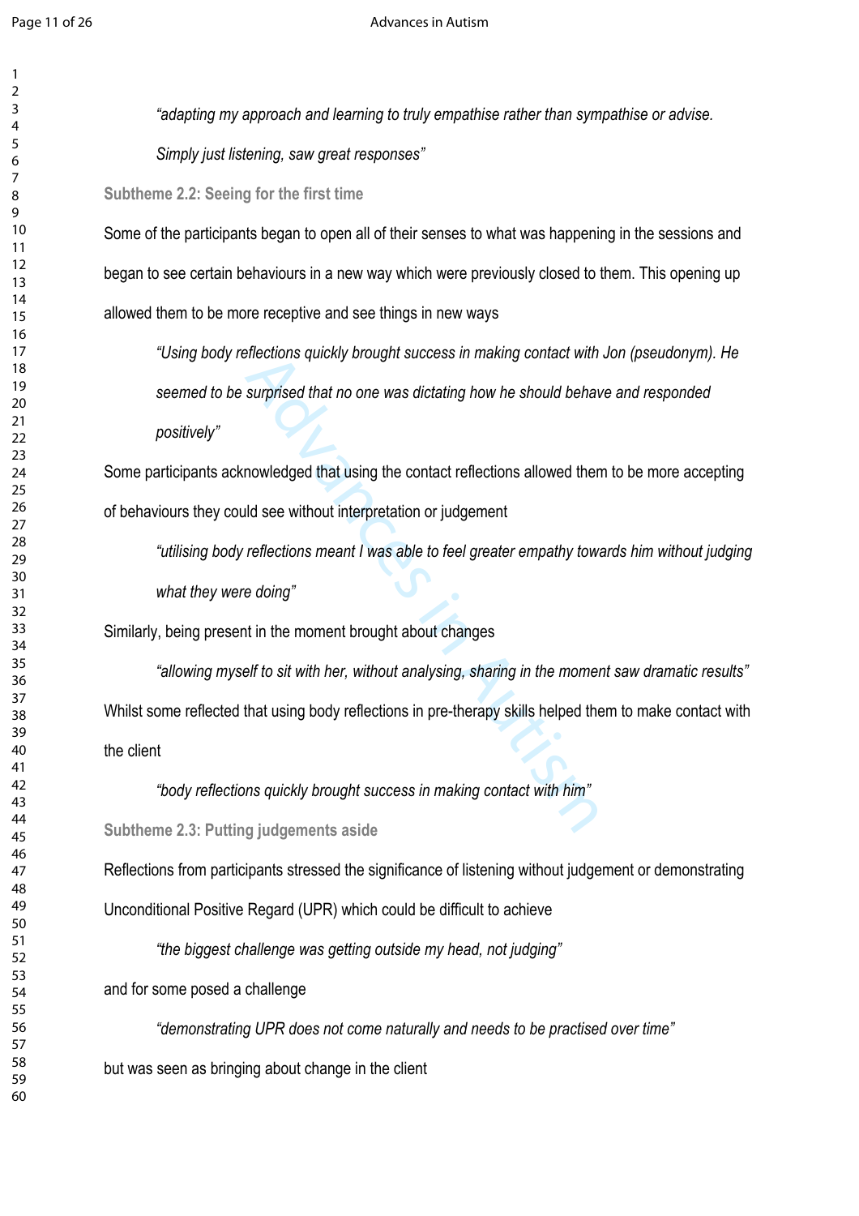*"adapting my approach and learning to truly empathise rather than sympathise or advise. Simply just listening, saw great responses"*

### Subtheme 2.2: Seeing for the first time

Some of the participants began to open all of their senses to what was happening in the sessions and began to see certain behaviours in a new way which were previously closed to them. This opening up allowed them to be more receptive and see things in new ways

> *"Using body reflections quickly brought success in making contact with Jon (pseudonym). He seemed to be surprised that no one was dictating how he should behave and responded positively"*

Some participants acknowledged that using the contact reflections allowed them to be more accepting of behaviours they could see without interpretation or judgement

> *"utilising body reflections meant I was able to feel greater empathy towards him without judging what they were doing"*

Similarly, being present in the moment brought about changes

> *"allowing myself to sit with her, without analysing, sharing in the moment saw dramatic results"*

Whilst some reflected that using body reflections in pre-therapy skills helped them to make contact with the client

> *"body reflections quickly brought success in making contact with him"*

### Subtheme 2.3: Putting judgements aside

Reflections from participants stressed the significance of listening without judgement or demonstrating Unconditional Positive Regard (UPR) which could be difficult to achieve

> *"the biggest challenge was getting outside my head, not judging"*

and for some posed a challenge

> *"demonstrating UPR does not come naturally and needs to be practised over time"*

but was seen as bringing about change in the client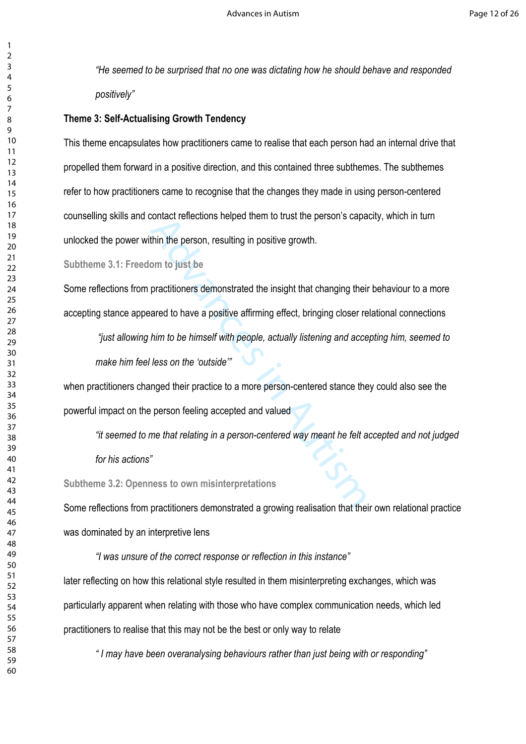*"He seemed to be surprised that no one was dictating how he should behave and responded positively"*

**Theme 3: Self-Actualising Growth Tendency**

This theme encapsulates how practitioners came to realise that each person had an internal drive that propelled them forward in a positive direction, and this contained three subthemes. The subthemes refer to how practitioners came to recognise that the changes they made in using person-centered counselling skills and contact reflections helped them to trust the person's capacity, which in turn unlocked the power within the person, resulting in positive growth.

**Subtheme 3.1: Freedom to just be**

Some reflections from practitioners demonstrated the insight that changing their behaviour to a more accepting stance appeared to have a positive affirming effect, bringing closer relational connections

> *"just allowing him to be himself with people, actually listening and accepting him, seemed to make him feel less on the 'outside'"*

when practitioners changed their practice to a more person-centered stance they could also see the powerful impact on the person feeling accepted and valued

> *"it seemed to me that relating in a person-centered way meant he felt accepted and not judged for his actions"*

**Subtheme 3.2: Openness to own misinterpretations**

Some reflections from practitioners demonstrated a growing realisation that their own relational practice was dominated by an interpretive lens

> *"I was unsure of the correct response or reflection in this instance"*

later reflecting on how this relational style resulted in them misinterpreting exchanges, which was particularly apparent when relating with those who have complex communication needs, which led practitioners to realise that this may not be the best or only way to relate

> *" I may have been overanalysing behaviours rather than just being with or responding"*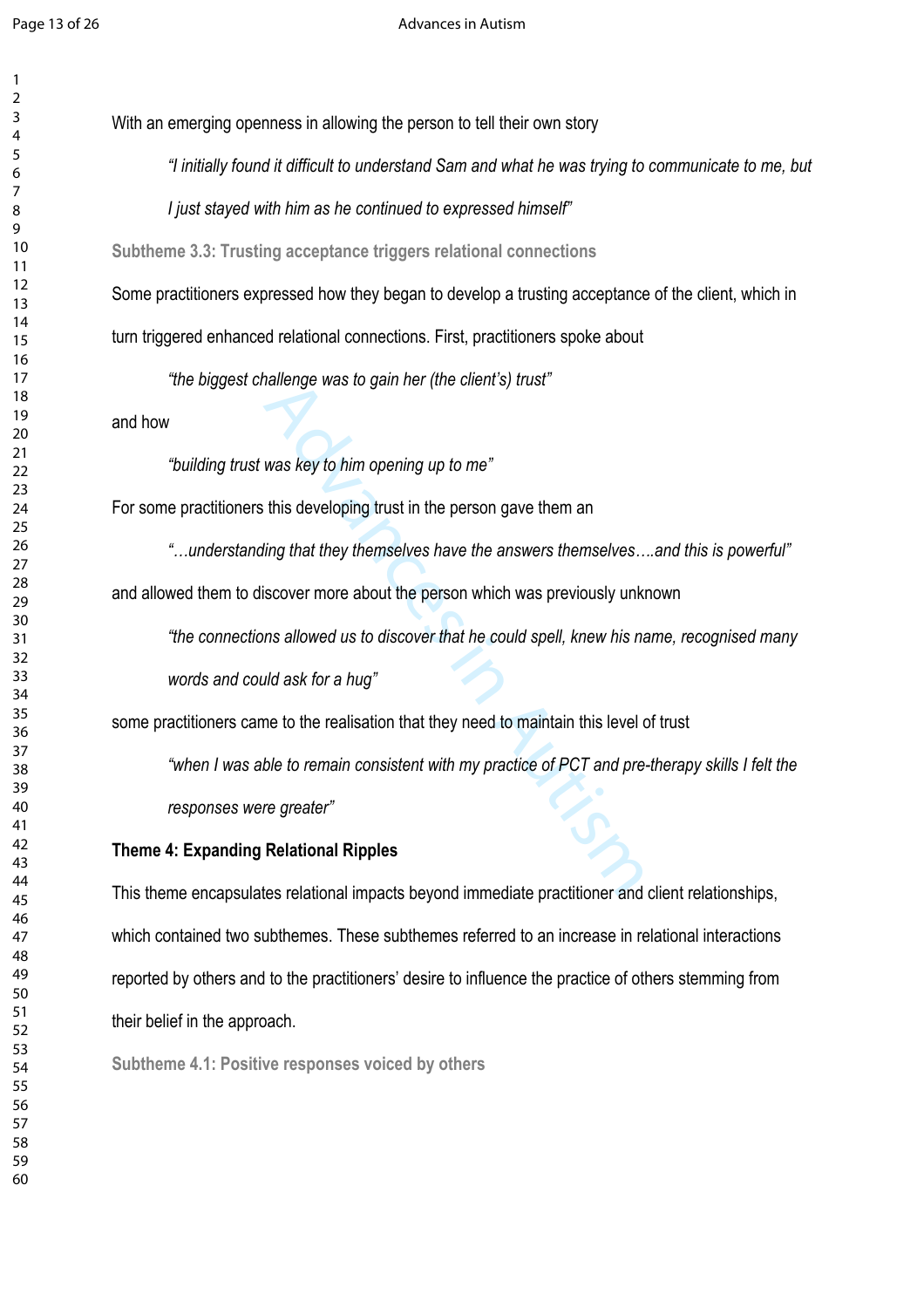With an emerging openness in allowing the person to tell their own story

> *"I initially found it difficult to understand Sam and what he was trying to communicate to me, but I just stayed with him as he continued to expressed himself"*

### Subtheme 3.3: Trusting acceptance triggers relational connections

Some practitioners expressed how they began to develop a trusting acceptance of the client, which in turn triggered enhanced relational connections. First, practitioners spoke about

> *"the biggest challenge was to gain her (the client's) trust"*

and how

> *"building trust was key to him opening up to me"*

For some practitioners this developing trust in the person gave them an

> *"…understanding that they themselves have the answers themselves….and this is powerful"*

and allowed them to discover more about the person which was previously unknown

> *"the connections allowed us to discover that he could spell, knew his name, recognised many words and could ask for a hug"*

some practitioners came to the realisation that they need to maintain this level of trust

> *"when I was able to remain consistent with my practice of PCT and pre-therapy skills I felt the responses were greater"*

## Theme 4: Expanding Relational Ripples

This theme encapsulates relational impacts beyond immediate practitioner and client relationships, which contained two subthemes. These subthemes referred to an increase in relational interactions reported by others and to the practitioners' desire to influence the practice of others stemming from their belief in the approach.

### Subtheme 4.1: Positive responses voiced by others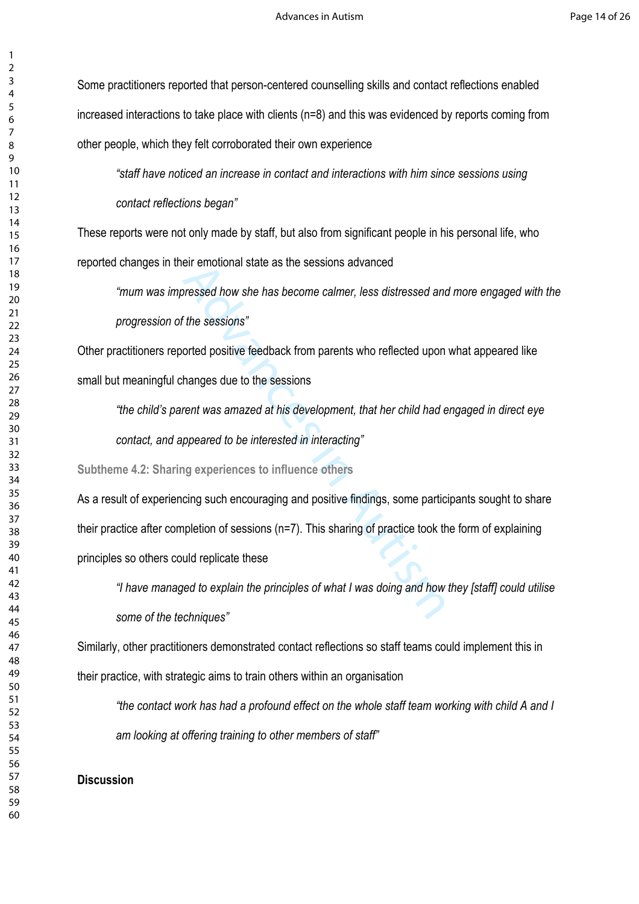Some practitioners reported that person-centered counselling skills and contact reflections enabled increased interactions to take place with clients (n=8) and this was evidenced by reports coming from other people, which they felt corroborated their own experience

> *"staff have noticed an increase in contact and interactions with him since sessions using contact reflections began"*

These reports were not only made by staff, but also from significant people in his personal life, who reported changes in their emotional state as the sessions advanced

> *"mum was impressed how she has become calmer, less distressed and more engaged with the progression of the sessions"*

Other practitioners reported positive feedback from parents who reflected upon what appeared like small but meaningful changes due to the sessions

> *"the child's parent was amazed at his development, that her child had engaged in direct eye contact, and appeared to be interested in interacting"*

**Subtheme 4.2: Sharing experiences to influence others**

As a result of experiencing such encouraging and positive findings, some participants sought to share their practice after completion of sessions (n=7). This sharing of practice took the form of explaining principles so others could replicate these

> *"I have managed to explain the principles of what I was doing and how they [staff] could utilise some of the techniques"*

Similarly, other practitioners demonstrated contact reflections so staff teams could implement this in their practice, with strategic aims to train others within an organisation

> *"the contact work has had a profound effect on the whole staff team working with child A and I am looking at offering training to other members of staff"*

## Discussion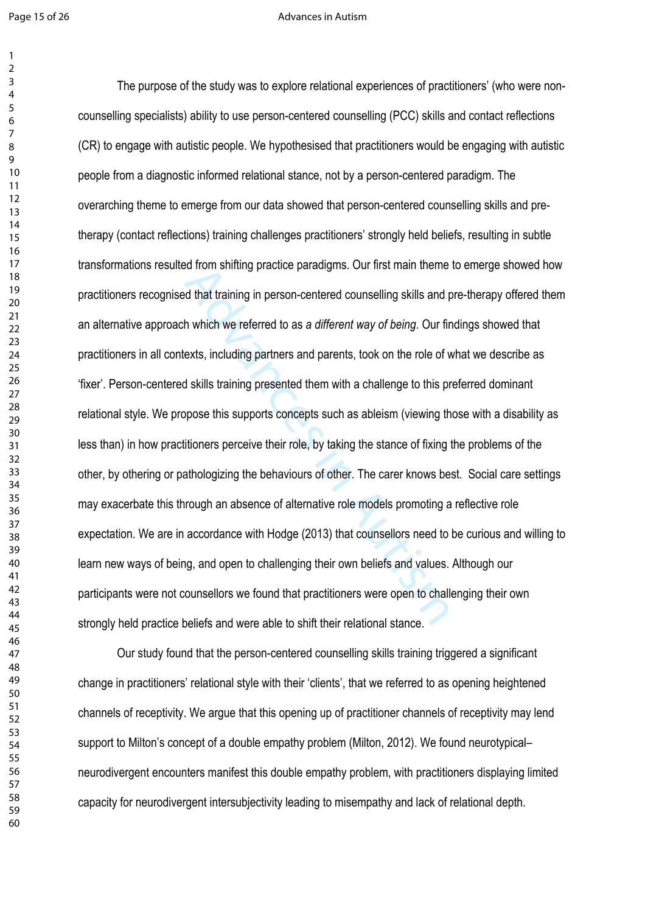The purpose of the study was to explore relational experiences of practitioners' (who were non-counselling specialists) ability to use person-centered counselling (PCC) skills and contact reflections (CR) to engage with autistic people. We hypothesised that practitioners would be engaging with autistic people from a diagnostic informed relational stance, not by a person-centered paradigm. The overarching theme to emerge from our data showed that person-centered counselling skills and pre-therapy (contact reflections) training challenges practitioners' strongly held beliefs, resulting in subtle transformations resulted from shifting practice paradigms. Our first main theme to emerge showed how practitioners recognised that training in person-centered counselling skills and pre-therapy offered them an alternative approach which we referred to as *a different way of being*. Our findings showed that practitioners in all contexts, including partners and parents, took on the role of what we describe as 'fixer'. Person-centered skills training presented them with a challenge to this preferred dominant relational style. We propose this supports concepts such as ableism (viewing those with a disability as less than) in how practitioners perceive their role, by taking the stance of fixing the problems of the other, by othering or pathologizing the behaviours of other. The carer knows best. Social care settings may exacerbate this through an absence of alternative role models promoting a reflective role expectation. We are in accordance with Hodge (2013) that counsellors need to be curious and willing to learn new ways of being, and open to challenging their own beliefs and values. Although our participants were not counsellors we found that practitioners were open to challenging their own strongly held practice beliefs and were able to shift their relational stance.

Our study found that the person-centered counselling skills training triggered a significant change in practitioners' relational style with their 'clients', that we referred to as opening heightened channels of receptivity. We argue that this opening up of practitioner channels of receptivity may lend support to Milton's concept of a double empathy problem (Milton, 2012). We found neurotypical–neurodivergent encounters manifest this double empathy problem, with practitioners displaying limited capacity for neurodivergent intersubjectivity leading to misempathy and lack of relational depth.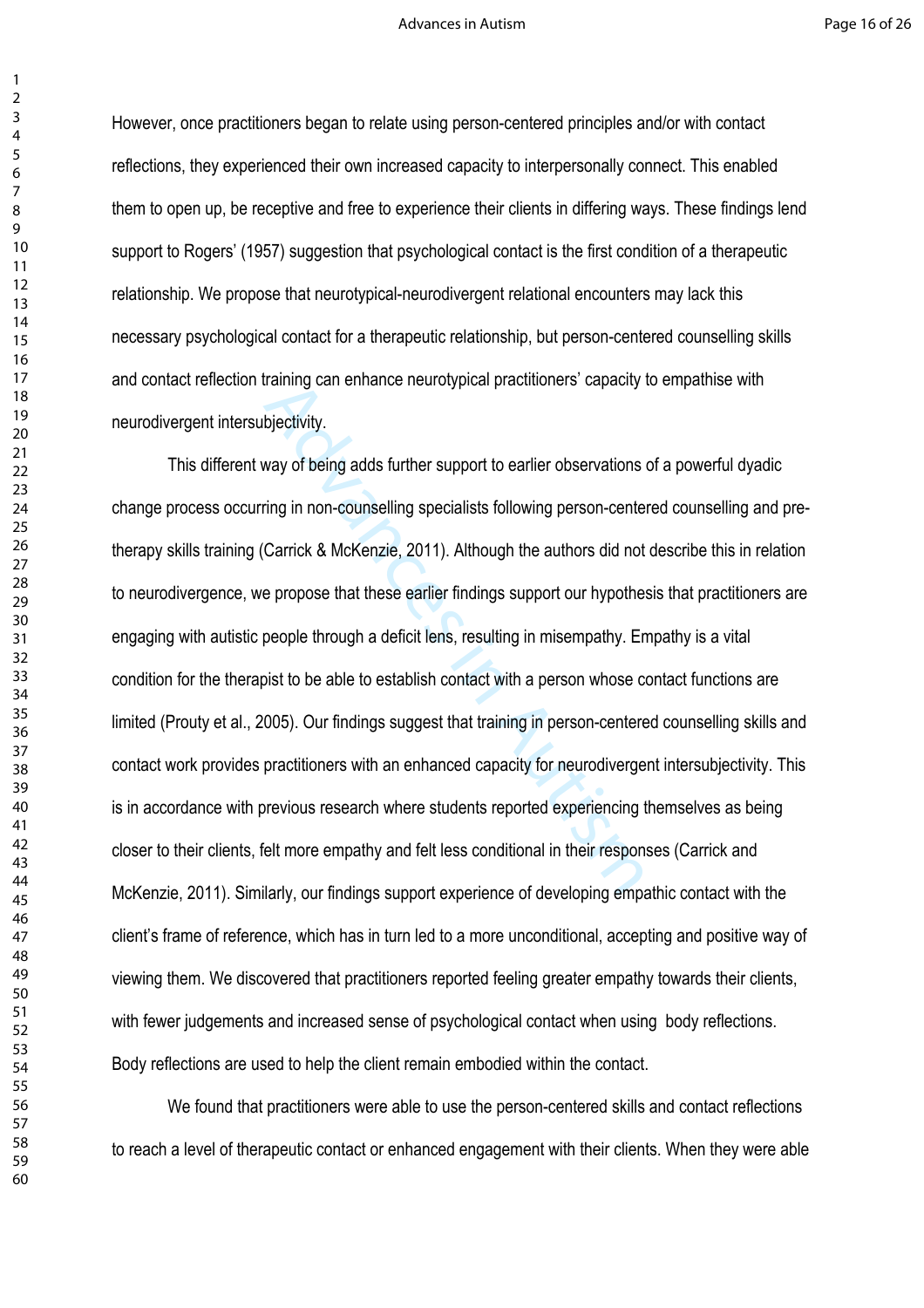However, once practitioners began to relate using person-centered principles and/or with contact reflections, they experienced their own increased capacity to interpersonally connect. This enabled them to open up, be receptive and free to experience their clients in differing ways. These findings lend support to Rogers' (1957) suggestion that psychological contact is the first condition of a therapeutic relationship. We propose that neurotypical-neurodivergent relational encounters may lack this necessary psychological contact for a therapeutic relationship, but person-centered counselling skills and contact reflection training can enhance neurotypical practitioners' capacity to empathise with neurodivergent intersubjectivity.

This different way of being adds further support to earlier observations of a powerful dyadic change process occurring in non-counselling specialists following person-centered counselling and pre-therapy skills training (Carrick & McKenzie, 2011). Although the authors did not describe this in relation to neurodivergence, we propose that these earlier findings support our hypothesis that practitioners are engaging with autistic people through a deficit lens, resulting in misempathy. Empathy is a vital condition for the therapist to be able to establish contact with a person whose contact functions are limited (Prouty et al., 2005). Our findings suggest that training in person-centered counselling skills and contact work provides practitioners with an enhanced capacity for neurodivergent intersubjectivity. This is in accordance with previous research where students reported experiencing themselves as being closer to their clients, felt more empathy and felt less conditional in their responses (Carrick and McKenzie, 2011). Similarly, our findings support experience of developing empathic contact with the client's frame of reference, which has in turn led to a more unconditional, accepting and positive way of viewing them. We discovered that practitioners reported feeling greater empathy towards their clients, with fewer judgements and increased sense of psychological contact when using body reflections. Body reflections are used to help the client remain embodied within the contact.

We found that practitioners were able to use the person-centered skills and contact reflections to reach a level of therapeutic contact or enhanced engagement with their clients. When they were able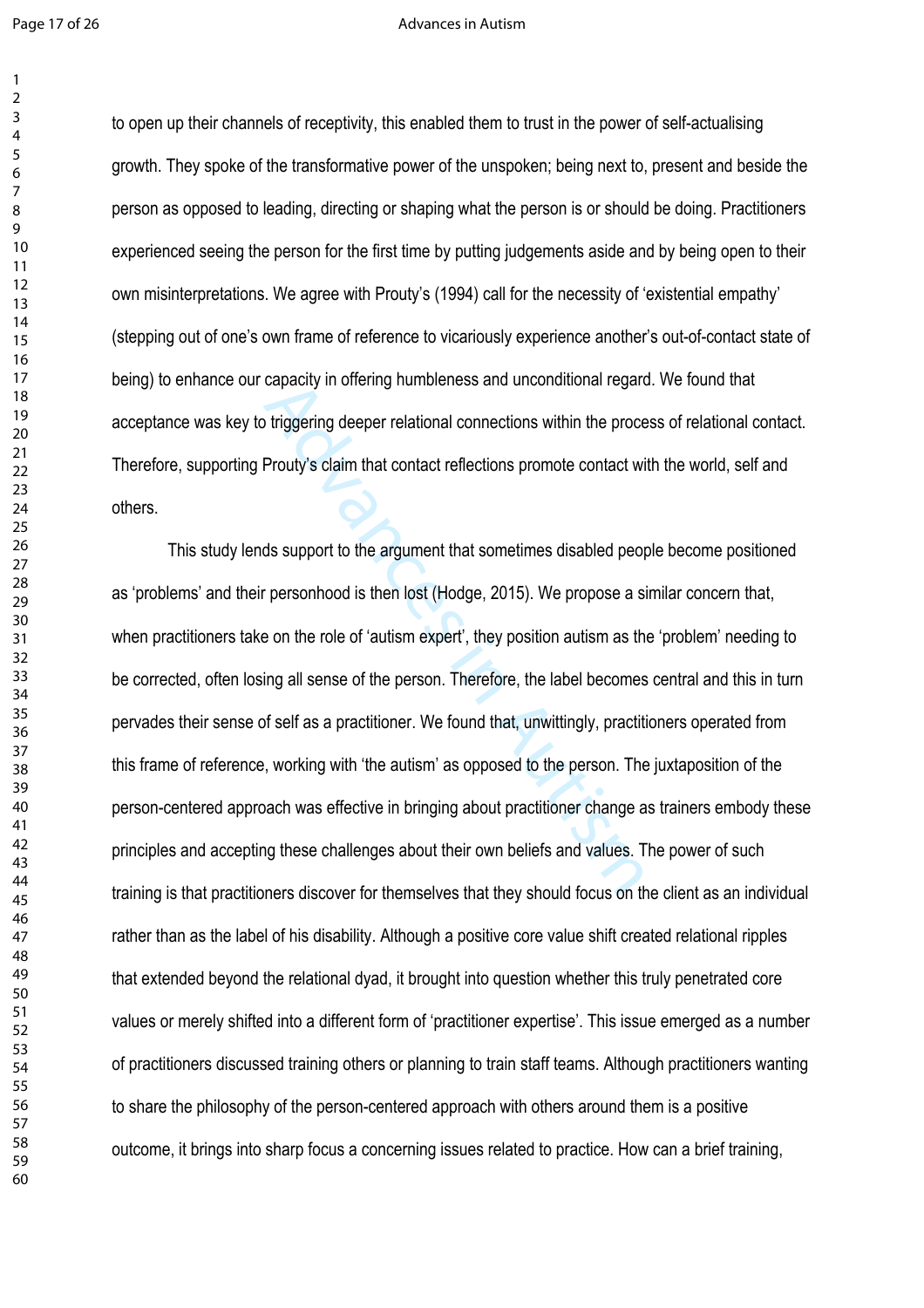to open up their channels of receptivity, this enabled them to trust in the power of self-actualising growth. They spoke of the transformative power of the unspoken; being next to, present and beside the person as opposed to leading, directing or shaping what the person is or should be doing. Practitioners experienced seeing the person for the first time by putting judgements aside and by being open to their own misinterpretations. We agree with Prouty's (1994) call for the necessity of 'existential empathy' (stepping out of one's own frame of reference to vicariously experience another's out-of-contact state of being) to enhance our capacity in offering humbleness and unconditional regard. We found that acceptance was key to triggering deeper relational connections within the process of relational contact. Therefore, supporting Prouty's claim that contact reflections promote contact with the world, self and others.

This study lends support to the argument that sometimes disabled people become positioned as 'problems' and their personhood is then lost (Hodge, 2015). We propose a similar concern that, when practitioners take on the role of 'autism expert', they position autism as the 'problem' needing to be corrected, often losing all sense of the person. Therefore, the label becomes central and this in turn pervades their sense of self as a practitioner. We found that, unwittingly, practitioners operated from this frame of reference, working with 'the autism' as opposed to the person. The juxtaposition of the person-centered approach was effective in bringing about practitioner change as trainers embody these principles and accepting these challenges about their own beliefs and values. The power of such training is that practitioners discover for themselves that they should focus on the client as an individual rather than as the label of his disability. Although a positive core value shift created relational ripples that extended beyond the relational dyad, it brought into question whether this truly penetrated core values or merely shifted into a different form of 'practitioner expertise'. This issue emerged as a number of practitioners discussed training others or planning to train staff teams. Although practitioners wanting to share the philosophy of the person-centered approach with others around them is a positive outcome, it brings into sharp focus a concerning issues related to practice. How can a brief training,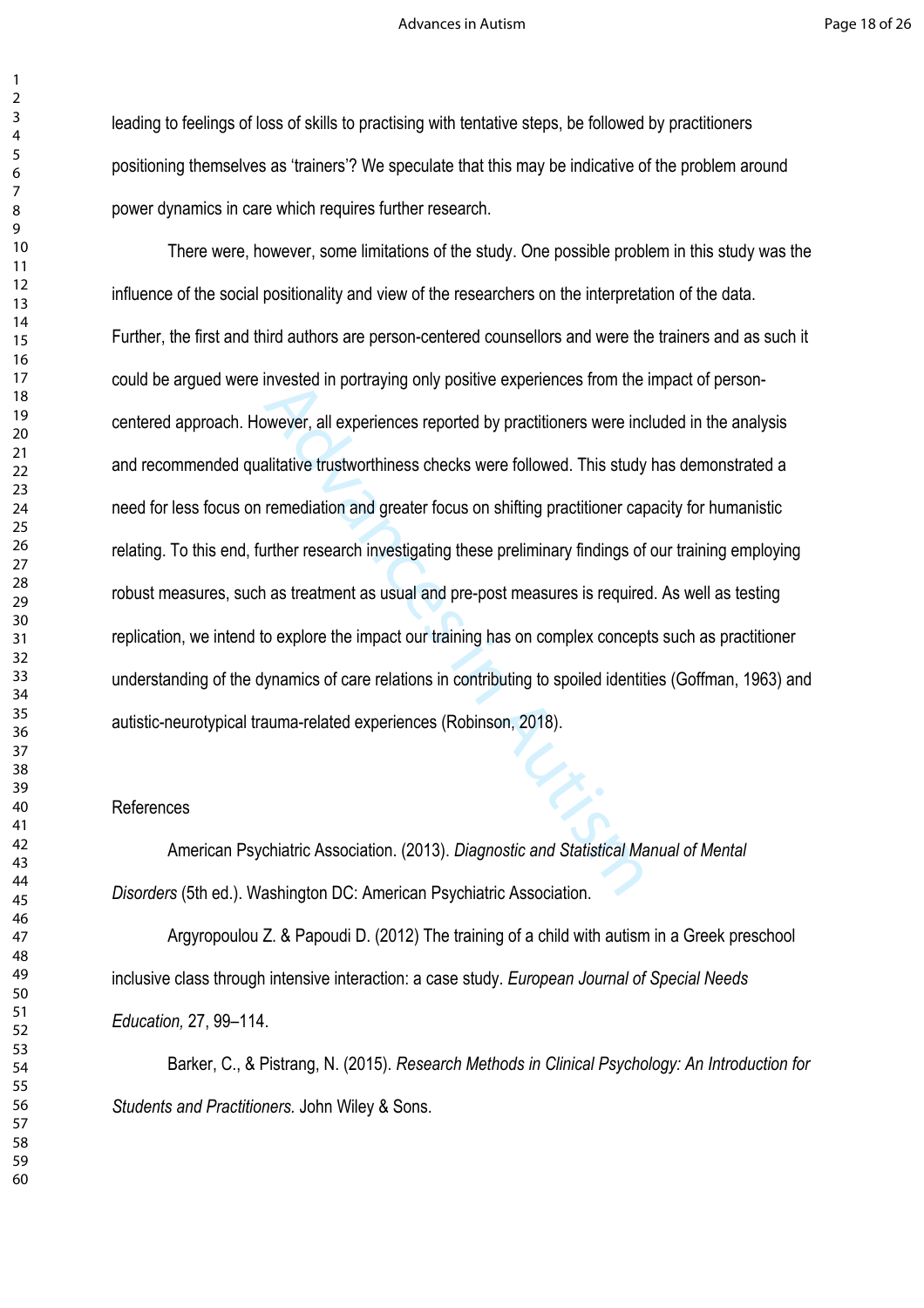leading to feelings of loss of skills to practising with tentative steps, be followed by practitioners positioning themselves as 'trainers'? We speculate that this may be indicative of the problem around power dynamics in care which requires further research.

There were, however, some limitations of the study. One possible problem in this study was the influence of the social positionality and view of the researchers on the interpretation of the data. Further, the first and third authors are person-centered counsellors and were the trainers and as such it could be argued were invested in portraying only positive experiences from the impact of person-centered approach. However, all experiences reported by practitioners were included in the analysis and recommended qualitative trustworthiness checks were followed. This study has demonstrated a need for less focus on remediation and greater focus on shifting practitioner capacity for humanistic relating. To this end, further research investigating these preliminary findings of our training employing robust measures, such as treatment as usual and pre-post measures is required. As well as testing replication, we intend to explore the impact our training has on complex concepts such as practitioner understanding of the dynamics of care relations in contributing to spoiled identities (Goffman, 1963) and autistic-neurotypical trauma-related experiences (Robinson, 2018).

References

American Psychiatric Association. (2013). *Diagnostic and Statistical Manual of Mental Disorders* (5th ed.). Washington DC: American Psychiatric Association.

Argyropoulou Z. & Papoudi D. (2012) The training of a child with autism in a Greek preschool inclusive class through intensive interaction: a case study. *European Journal of Special Needs Education,* 27, 99–114.

Barker, C., & Pistrang, N. (2015). *Research Methods in Clinical Psychology: An Introduction for Students and Practitioners.* John Wiley & Sons.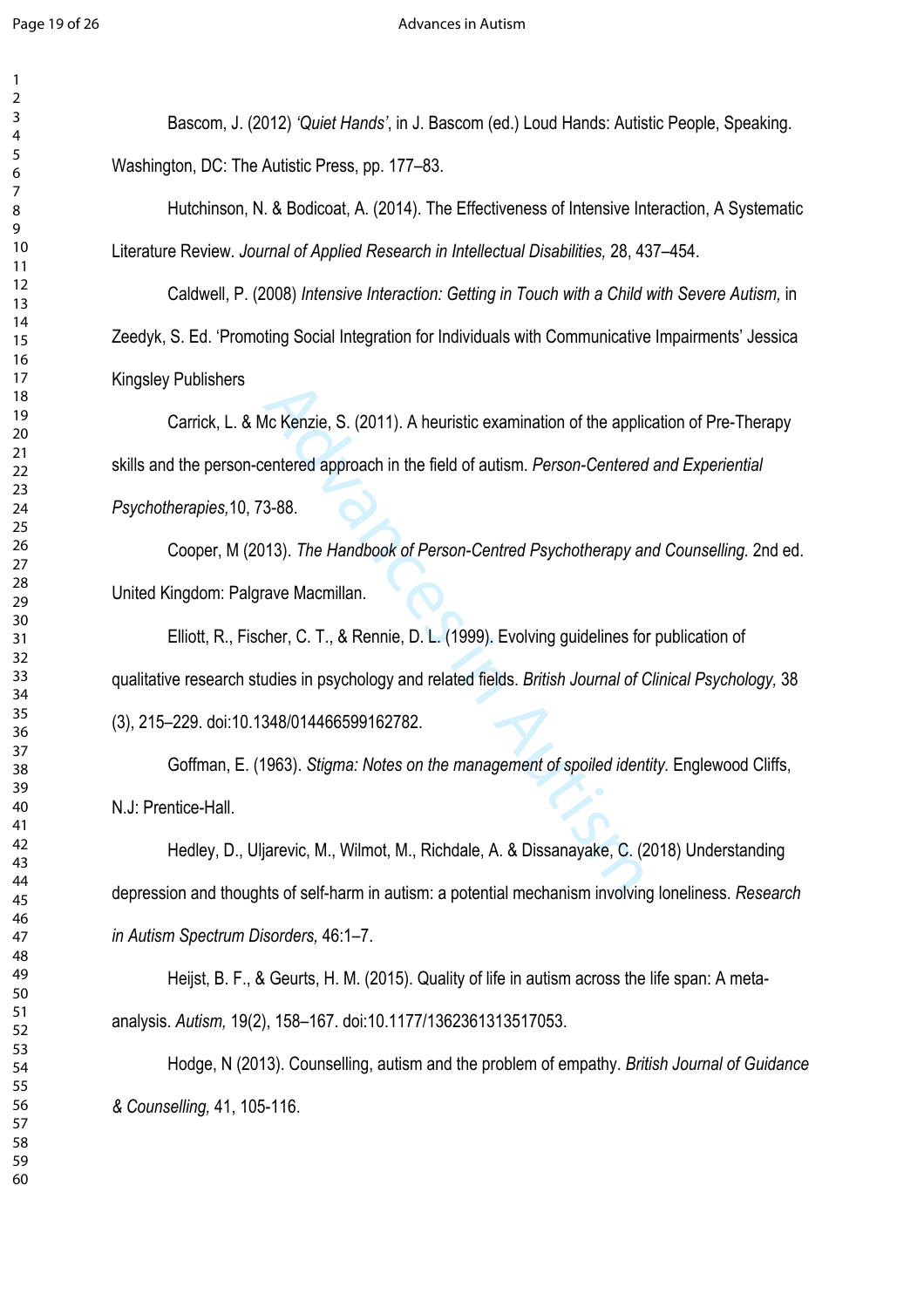Bascom, J. (2012) *'Quiet Hands'*, in J. Bascom (ed.) Loud Hands: Autistic People, Speaking. Washington, DC: The Autistic Press, pp. 177–83.

Hutchinson, N. & Bodicoat, A. (2014). The Effectiveness of Intensive Interaction, A Systematic Literature Review. *Journal of Applied Research in Intellectual Disabilities,* 28, 437–454.

Caldwell, P. (2008) *Intensive Interaction: Getting in Touch with a Child with Severe Autism,* in Zeedyk, S. Ed. 'Promoting Social Integration for Individuals with Communicative Impairments' Jessica Kingsley Publishers

Carrick, L. & Mc Kenzie, S. (2011). A heuristic examination of the application of Pre-Therapy skills and the person-centered approach in the field of autism. *Person-Centered and Experiential Psychotherapies,*10, 73-88.

Cooper, M (2013). *The Handbook of Person-Centred Psychotherapy and Counselling.* 2nd ed. United Kingdom: Palgrave Macmillan.

Elliott, R., Fischer, C. T., & Rennie, D. L. (1999). Evolving guidelines for publication of qualitative research studies in psychology and related fields. *British Journal of Clinical Psychology,* 38 (3), 215–229. doi:10.1348/014466599162782.

Goffman, E. (1963). *Stigma: Notes on the management of spoiled identity.* Englewood Cliffs, N.J: Prentice-Hall.

Hedley, D., Uljarevic, M., Wilmot, M., Richdale, A. & Dissanayake, C. (2018) Understanding depression and thoughts of self-harm in autism: a potential mechanism involving loneliness. *Research in Autism Spectrum Disorders,* 46:1–7.

Heijst, B. F., & Geurts, H. M. (2015). Quality of life in autism across the life span: A meta-analysis. *Autism,* 19(2), 158–167. doi:10.1177/1362361313517053.

Hodge, N (2013). Counselling, autism and the problem of empathy. *British Journal of Guidance & Counselling,* 41, 105-116.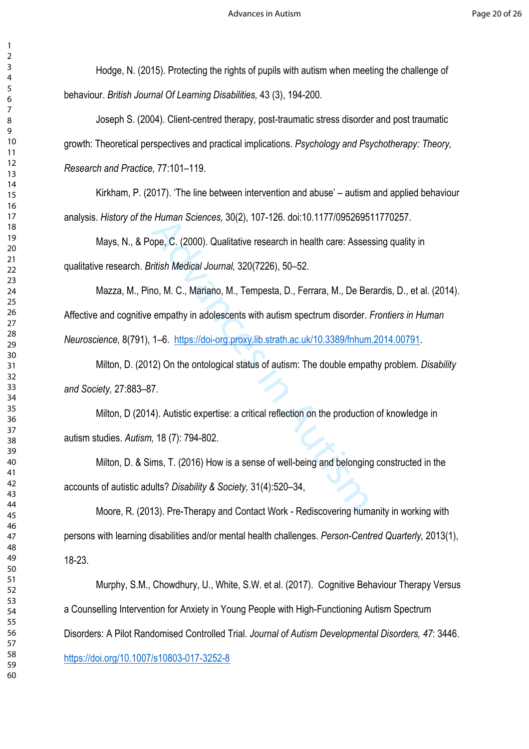Hodge, N. (2015). Protecting the rights of pupils with autism when meeting the challenge of behaviour. *British Journal Of Learning Disabilities,* 43 (3), 194-200.

Joseph S. (2004). Client-centred therapy, post-traumatic stress disorder and post traumatic growth: Theoretical perspectives and practical implications. *Psychology and Psychotherapy: Theory, Research and Practice,* 77:101–119.

Kirkham, P. (2017). 'The line between intervention and abuse' – autism and applied behaviour analysis. *History of the Human Sciences,* 30(2), 107-126. doi:10.1177/0952695117702571.

Mays, N., & Pope, C. (2000). Qualitative research in health care: Assessing quality in qualitative research. *British Medical Journal,* 320(7226), 50–52.

Mazza, M., Pino, M. C., Mariano, M., Tempesta, D., Ferrara, M., De Berardis, D., et al. (2014). Affective and cognitive empathy in adolescents with autism spectrum disorder. *Frontiers in Human Neuroscience,* 8(791), 1–6. https://doi-org.proxy.lib.strath.ac.uk/10.3389/fnhum.2014.00791.

Milton, D. (2012) On the ontological status of autism: The double empathy problem. *Disability and Society,* 27:883–87.

Milton, D (2014). Autistic expertise: a critical reflection on the production of knowledge in autism studies. *Autism,* 18 (7): 794-802.

Milton, D. & Sims, T. (2016) How is a sense of well-being and belonging constructed in the accounts of autistic adults? *Disability & Society,* 31(4):520–34,

Moore, R. (2013). Pre-Therapy and Contact Work - Rediscovering humanity in working with persons with learning disabilities and/or mental health challenges. *Person-Centred Quarterly,* 2013(1), 18-23.

Murphy, S.M., Chowdhury, U., White, S.W. et al. (2017). Cognitive Behaviour Therapy Versus a Counselling Intervention for Anxiety in Young People with High-Functioning Autism Spectrum Disorders: A Pilot Randomised Controlled Trial. *Journal of Autism Developmental Disorders, 47*: 3446. https://doi.org/10.1007/s10803-017-3252-8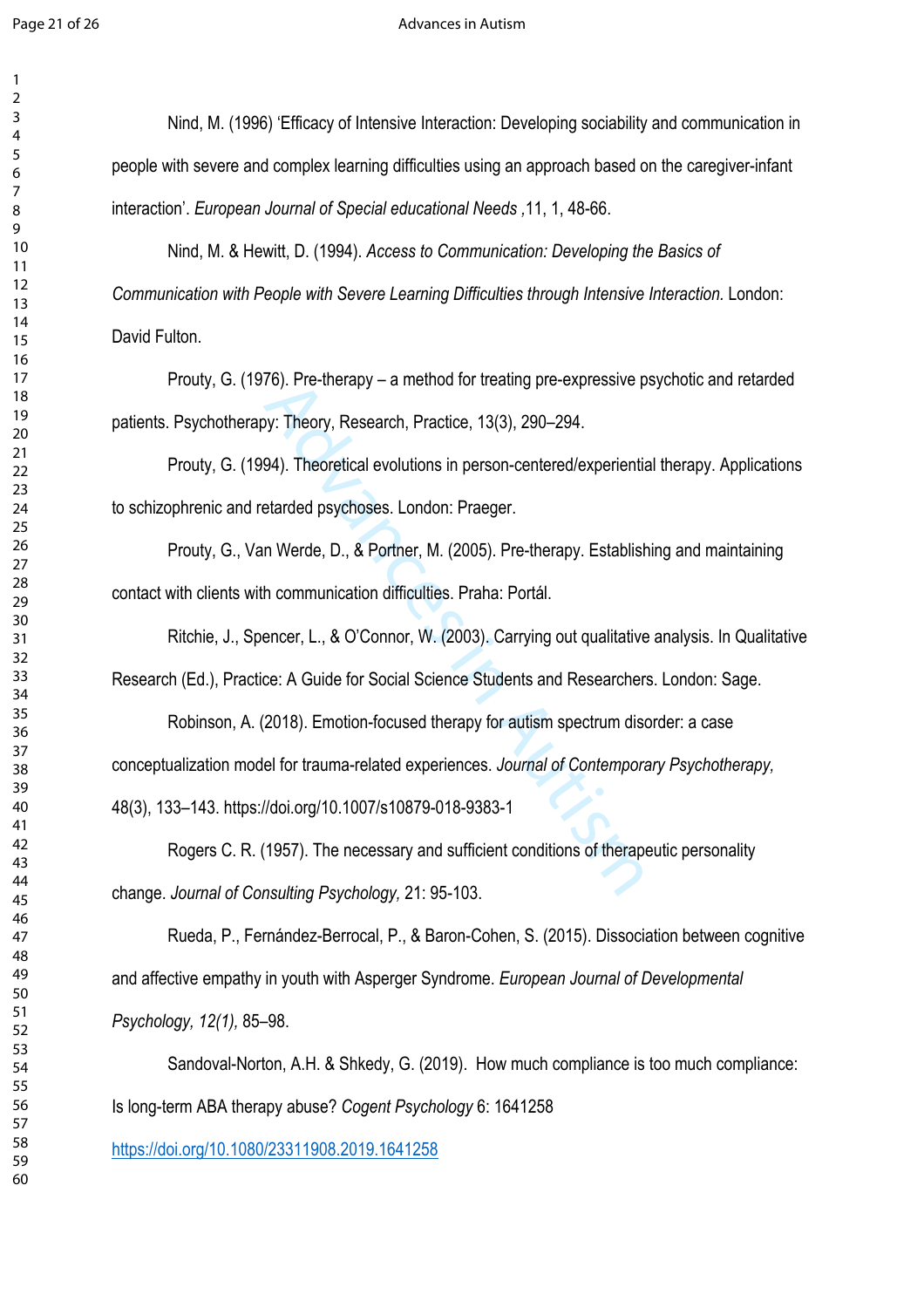Nind, M. (1996) 'Efficacy of Intensive Interaction: Developing sociability and communication in people with severe and complex learning difficulties using an approach based on the caregiver-infant interaction'. *European Journal of Special educational Needs* ,11, 1, 48-66.

Nind, M. & Hewitt, D. (1994). *Access to Communication: Developing the Basics of Communication with People with Severe Learning Difficulties through Intensive Interaction.* London: David Fulton.

Prouty, G. (1976). Pre-therapy – a method for treating pre-expressive psychotic and retarded patients. Psychotherapy: Theory, Research, Practice, 13(3), 290–294.

Prouty, G. (1994). Theoretical evolutions in person-centered/experiential therapy. Applications to schizophrenic and retarded psychoses. London: Praeger.

Prouty, G., Van Werde, D., & Portner, M. (2005). Pre-therapy. Establishing and maintaining contact with clients with communication difficulties. Praha: Portál.

Ritchie, J., Spencer, L., & O'Connor, W. (2003). Carrying out qualitative analysis. In Qualitative Research (Ed.), Practice: A Guide for Social Science Students and Researchers. London: Sage.

Robinson, A. (2018). Emotion-focused therapy for autism spectrum disorder: a case conceptualization model for trauma-related experiences. *Journal of Contemporary Psychotherapy,* 48(3), 133–143. https://doi.org/10.1007/s10879-018-9383-1

Rogers C. R. (1957). The necessary and sufficient conditions of therapeutic personality change. *Journal of Consulting Psychology,* 21: 95-103.

Rueda, P., Fernández-Berrocal, P., & Baron-Cohen, S. (2015). Dissociation between cognitive and affective empathy in youth with Asperger Syndrome. *European Journal of Developmental Psychology, 12(1),* 85–98.

Sandoval-Norton, A.H. & Shkedy, G. (2019). How much compliance is too much compliance: Is long-term ABA therapy abuse? *Cogent Psychology* 6: 1641258 https://doi.org/10.1080/23311908.2019.1641258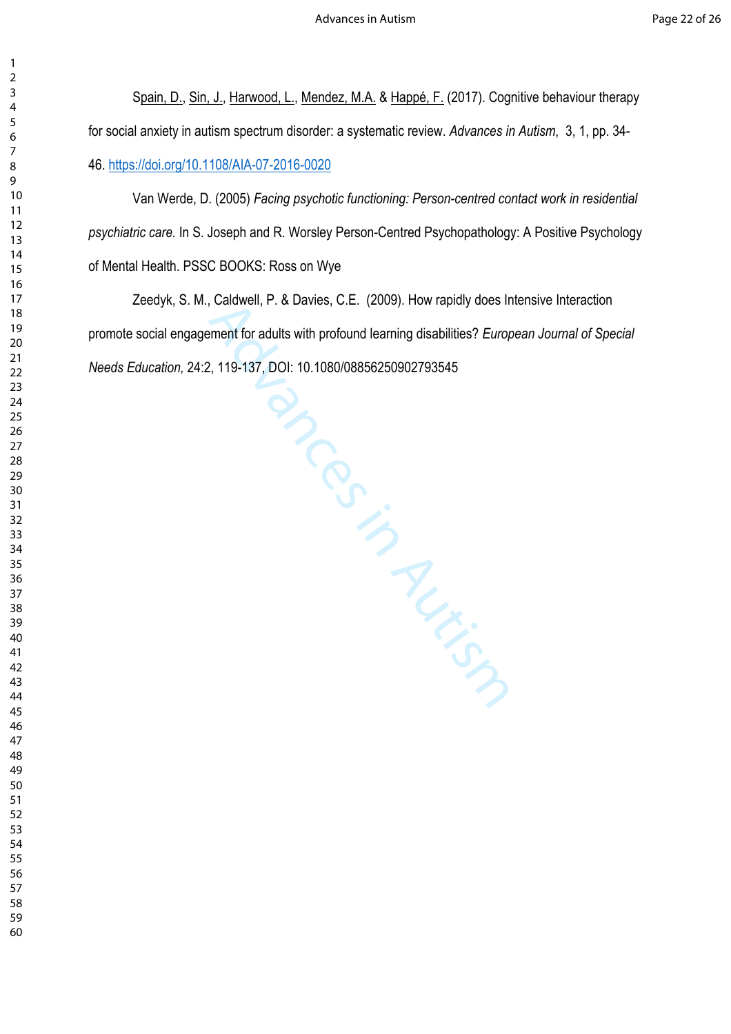Spain, D., Sin, J., Harwood, L., Mendez, M.A. & Happé, F. (2017). Cognitive behaviour therapy for social anxiety in autism spectrum disorder: a systematic review. *Advances in Autism*, 3, 1, pp. 34-46. https://doi.org/10.1108/AIA-07-2016-0020

Van Werde, D. (2005) *Facing psychotic functioning: Person-centred contact work in residential psychiatric care.* In S. Joseph and R. Worsley Person-Centred Psychopathology: A Positive Psychology of Mental Health. PSSC BOOKS: Ross on Wye

Zeedyk, S. M., Caldwell, P. & Davies, C.E. (2009). How rapidly does Intensive Interaction promote social engagement for adults with profound learning disabilities? *European Journal of Special Needs Education,* 24:2, 119-137, DOI: 10.1080/08856250902793545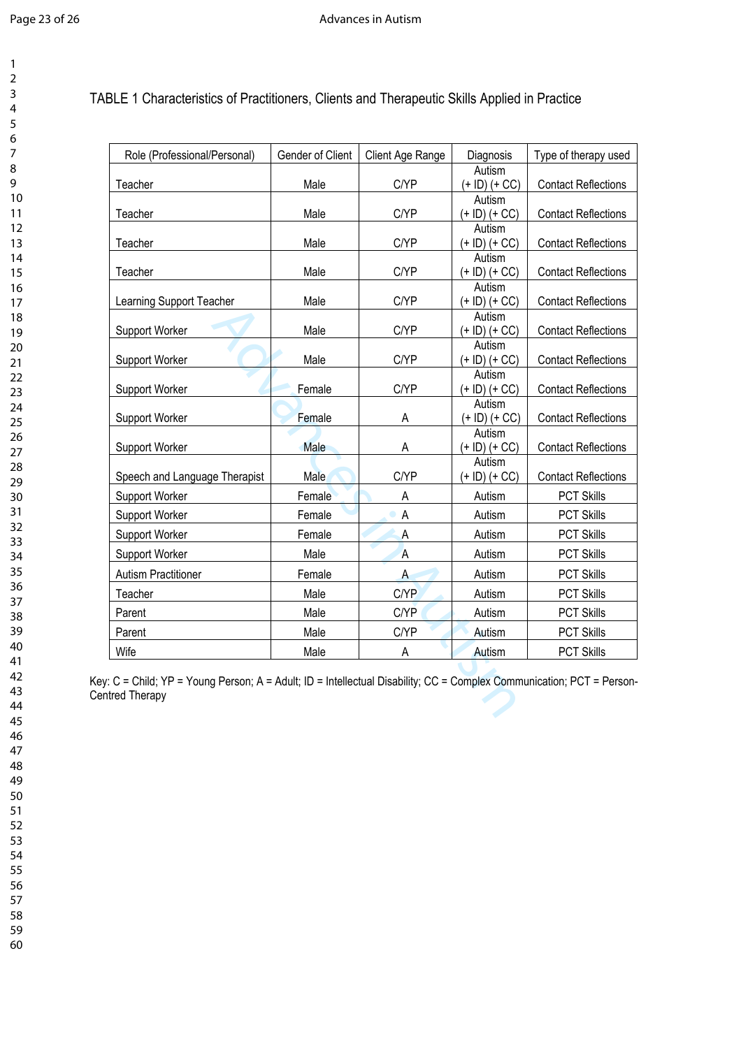TABLE 1 Characteristics of Practitioners, Clients and Therapeutic Skills Applied in Practice

| Role (Professional/Personal) | Gender of Client | Client Age Range | Diagnosis | Type of therapy used |
|---|---|---|---|---|
| Teacher | Male | C/YP | Autism (+ ID) (+ CC) | Contact Reflections |
| Teacher | Male | C/YP | Autism (+ ID) (+ CC) | Contact Reflections |
| Teacher | Male | C/YP | Autism (+ ID) (+ CC) | Contact Reflections |
| Teacher | Male | C/YP | Autism (+ ID) (+ CC) | Contact Reflections |
| Learning Support Teacher | Male | C/YP | Autism (+ ID) (+ CC) | Contact Reflections |
| Support Worker | Male | C/YP | Autism (+ ID) (+ CC) | Contact Reflections |
| Support Worker | Male | C/YP | Autism (+ ID) (+ CC) | Contact Reflections |
| Support Worker | Female | C/YP | Autism (+ ID) (+ CC) | Contact Reflections |
| Support Worker | Female | A | Autism (+ ID) (+ CC) | Contact Reflections |
| Support Worker | Male | A | Autism (+ ID) (+ CC) | Contact Reflections |
| Speech and Language Therapist | Male | C/YP | Autism (+ ID) (+ CC) | Contact Reflections |
| Support Worker | Female | A | Autism | PCT Skills |
| Support Worker | Female | A | Autism | PCT Skills |
| Support Worker | Female | A | Autism | PCT Skills |
| Support Worker | Male | A | Autism | PCT Skills |
| Autism Practitioner | Female | A | Autism | PCT Skills |
| Teacher | Male | C/YP | Autism | PCT Skills |
| Parent | Male | C/YP | Autism | PCT Skills |
| Parent | Male | C/YP | Autism | PCT Skills |
| Wife | Male | A | Autism | PCT Skills |

Key: C = Child; YP = Young Person; A = Adult; ID = Intellectual Disability; CC = Complex Communication; PCT = Person-Centred Therapy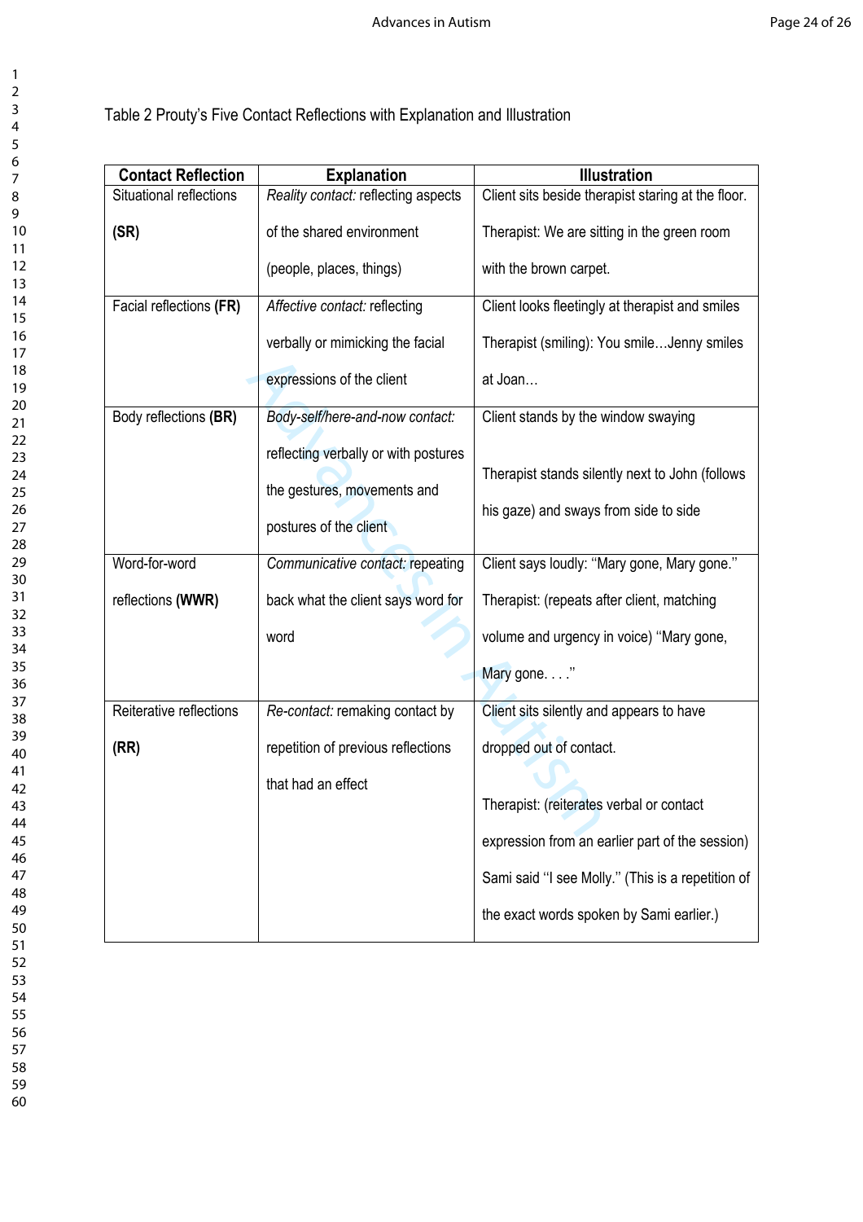Table 2 Prouty's Five Contact Reflections with Explanation and Illustration

| Contact Reflection | Explanation | Illustration |
|---|---|---|
| Situational reflections **(SR)** | *Reality contact:* reflecting aspects of the shared environment (people, places, things) | Client sits beside therapist staring at the floor. Therapist: We are sitting in the green room with the brown carpet. |
| Facial reflections **(FR)** | *Affective contact:* reflecting verbally or mimicking the facial expressions of the client | Client looks fleetingly at therapist and smiles Therapist (smiling): You smile…Jenny smiles at Joan… |
| Body reflections **(BR)** | *Body-self/here-and-now contact:* reflecting verbally or with postures the gestures, movements and postures of the client | Client stands by the window swaying<br><br>Therapist stands silently next to John (follows his gaze) and sways from side to side |
| Word-for-word reflections **(WWR)** | *Communicative contact:* repeating back what the client says word for word | Client says loudly: "Mary gone, Mary gone." Therapist: (repeats after client, matching volume and urgency in voice) "Mary gone, Mary gone. . . ." |
| Reiterative reflections **(RR)** | *Re-contact:* remaking contact by repetition of previous reflections that had an effect | Client sits silently and appears to have dropped out of contact.<br><br>Therapist: (reiterates verbal or contact expression from an earlier part of the session) Sami said "I see Molly." (This is a repetition of the exact words spoken by Sami earlier.) |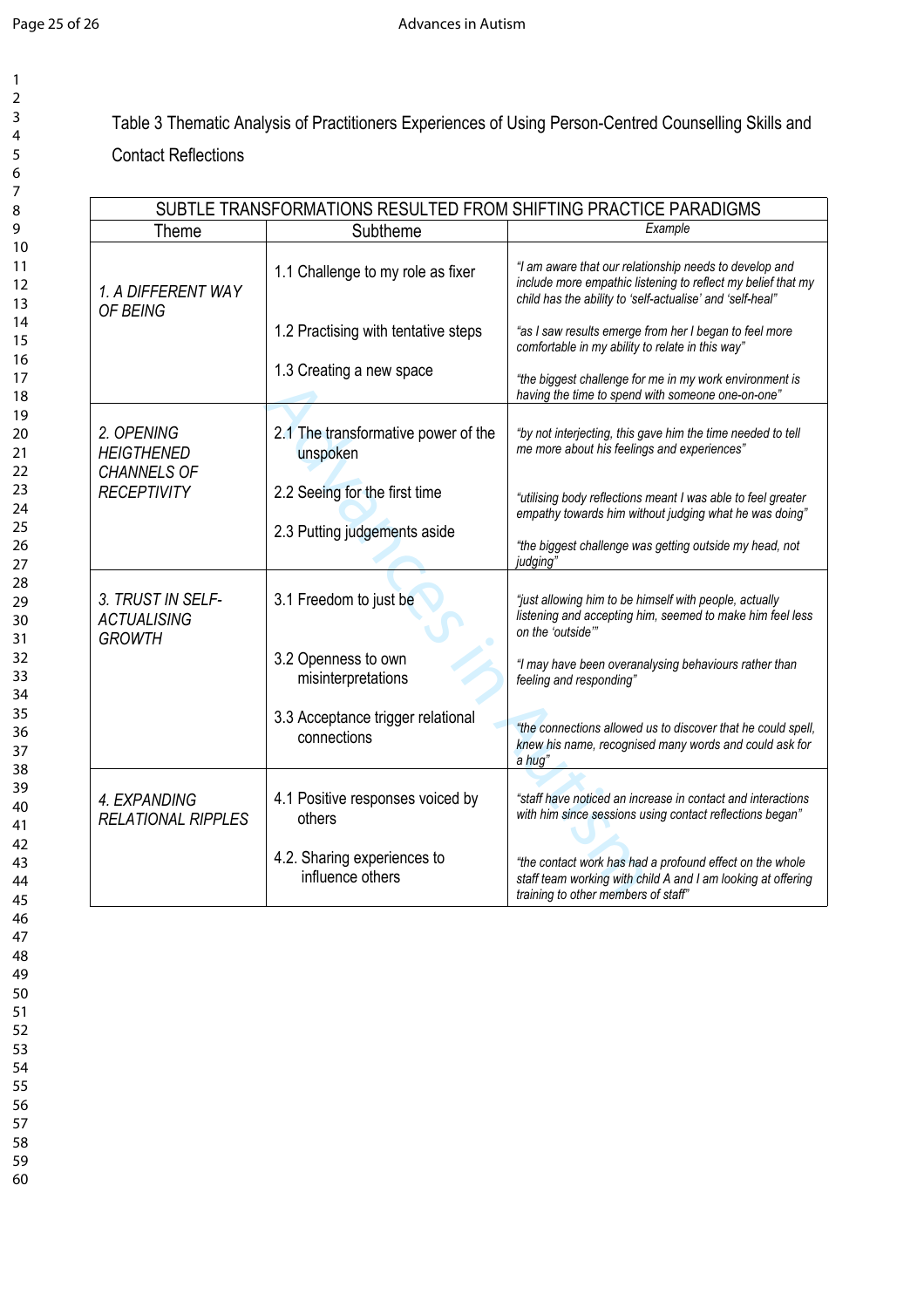Table 3 Thematic Analysis of Practitioners Experiences of Using Person-Centred Counselling Skills and Contact Reflections

| SUBTLE TRANSFORMATIONS RESULTED FROM SHIFTING PRACTICE PARADIGMS | | |
|---|---|---|
| Theme | Subtheme | *Example* |
| *1. A DIFFERENT WAY OF BEING* | 1.1 Challenge to my role as fixer | *"I am aware that our relationship needs to develop and include more empathic listening to reflect my belief that my child has the ability to 'self-actualise' and 'self-heal"* |
| | 1.2 Practising with tentative steps | *"as I saw results emerge from her I began to feel more comfortable in my ability to relate in this way"* |
| | 1.3 Creating a new space | *"the biggest challenge for me in my work environment is having the time to spend with someone one-on-one"* |
| *2. OPENING HEIGTHENED CHANNELS OF RECEPTIVITY* | 2.1 The transformative power of the unspoken | *"by not interjecting, this gave him the time needed to tell me more about his feelings and experiences"* |
| | 2.2 Seeing for the first time | *"utilising body reflections meant I was able to feel greater empathy towards him without judging what he was doing"* |
| | 2.3 Putting judgements aside | *"the biggest challenge was getting outside my head, not judging"* |
| *3. TRUST IN SELF-ACTUALISING GROWTH* | 3.1 Freedom to just be | *"just allowing him to be himself with people, actually listening and accepting him, seemed to make him feel less on the 'outside'"* |
| | 3.2 Openness to own misinterpretations | *"I may have been overanalysing behaviours rather than feeling and responding"* |
| | 3.3 Acceptance trigger relational connections | *"the connections allowed us to discover that he could spell, knew his name, recognised many words and could ask for a hug"* |
| *4. EXPANDING RELATIONAL RIPPLES* | 4.1 Positive responses voiced by others | *"staff have noticed an increase in contact and interactions with him since sessions using contact reflections began"* |
| | 4.2. Sharing experiences to influence others | *"the contact work has had a profound effect on the whole staff team working with child A and I am looking at offering training to other members of staff"* |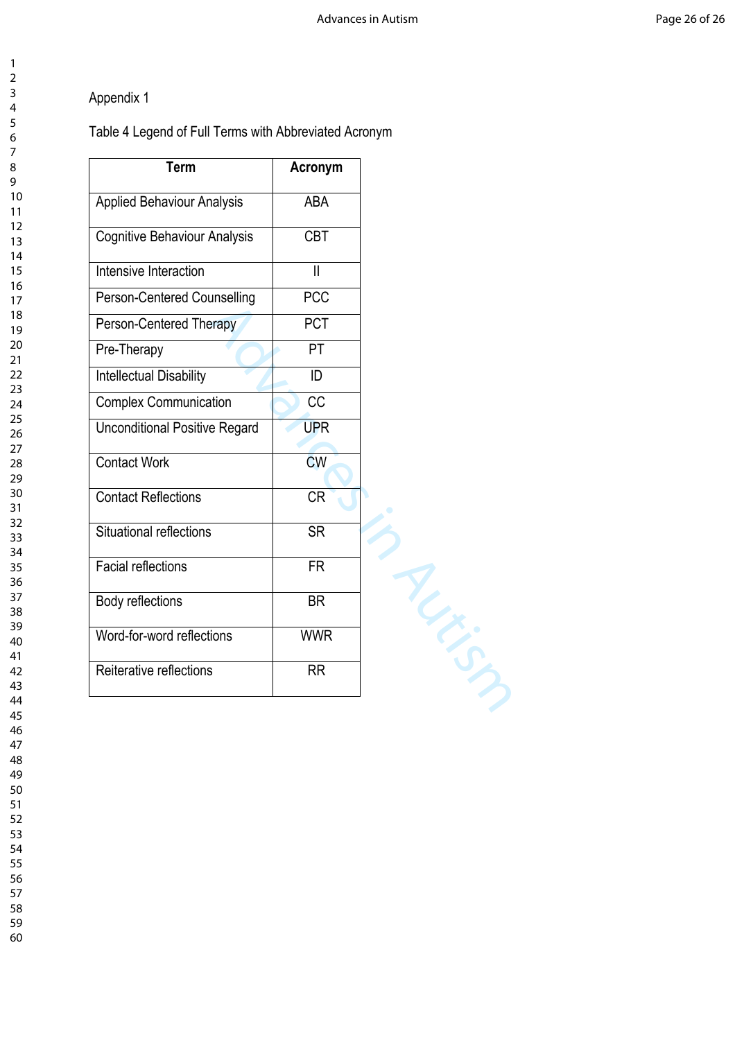Appendix 1

Table 4 Legend of Full Terms with Abbreviated Acronym

| Term | Acronym |
|---|---|
| Applied Behaviour Analysis | ABA |
| Cognitive Behaviour Analysis | CBT |
| Intensive Interaction | II |
| Person-Centered Counselling | PCC |
| Person-Centered Therapy | PCT |
| Pre-Therapy | PT |
| Intellectual Disability | ID |
| Complex Communication | CC |
| Unconditional Positive Regard | UPR |
| Contact Work | CW |
| Contact Reflections | CR |
| Situational reflections | SR |
| Facial reflections | FR |
| Body reflections | BR |
| Word-for-word reflections | WWR |
| Reiterative reflections | RR |